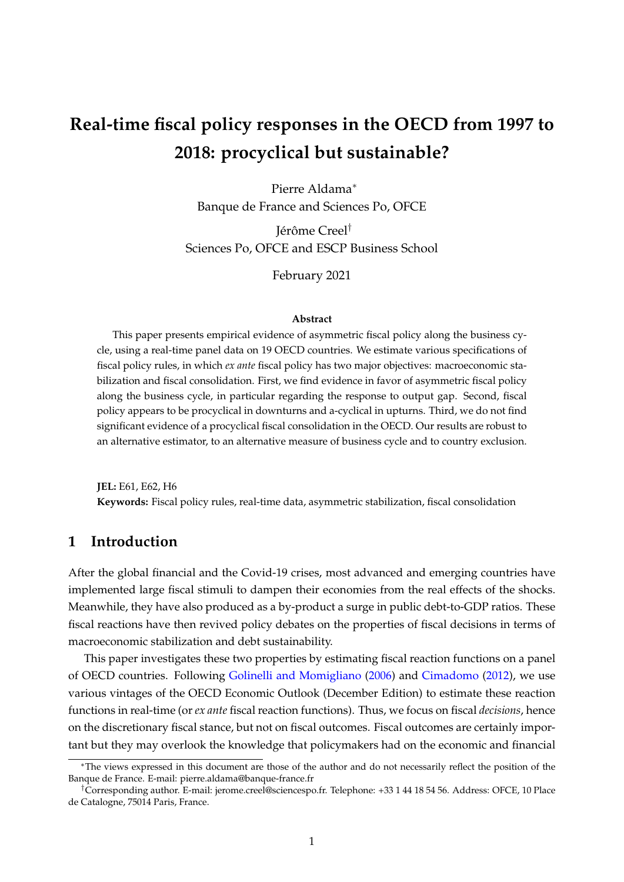# Real-time fiscal policy responses in the OECD from 1997 to 2018: procyclical but sustainable?

Pierre Aldama[*]
Banque de France and Sciences Po, OFCE

Jérôme Creel[†]
Sciences Po, OFCE and ESCP Business School

February 2021

**Abstract**

This paper presents empirical evidence of asymmetric fiscal policy along the business cycle, using a real-time panel data on 19 OECD countries. We estimate various specifications of fiscal policy rules, in which *ex ante* fiscal policy has two major objectives: macroeconomic stabilization and fiscal consolidation. First, we find evidence in favor of asymmetric fiscal policy along the business cycle, in particular regarding the response to output gap. Second, fiscal policy appears to be procyclical in downturns and a-cyclical in upturns. Third, we do not find significant evidence of a procyclical fiscal consolidation in the OECD. Our results are robust to an alternative estimator, to an alternative measure of business cycle and to country exclusion.

**JEL:** E61, E62, H6

**Keywords:** Fiscal policy rules, real-time data, asymmetric stabilization, fiscal consolidation

## 1 Introduction

After the global financial and the Covid-19 crises, most advanced and emerging countries have implemented large fiscal stimuli to dampen their economies from the real effects of the shocks. Meanwhile, they have also produced as a by-product a surge in public debt-to-GDP ratios. These fiscal reactions have then revived policy debates on the properties of fiscal decisions in terms of macroeconomic stabilization and debt sustainability.

This paper investigates these two properties by estimating fiscal reaction functions on a panel of OECD countries. Following Golinelli and Momigliano (2006) and Cimadomo (2012), we use various vintages of the OECD Economic Outlook (December Edition) to estimate these reaction functions in real-time (or *ex ante* fiscal reaction functions). Thus, we focus on fiscal *decisions*, hence on the discretionary fiscal stance, but not on fiscal outcomes. Fiscal outcomes are certainly important but they may overlook the knowledge that policymakers had on the economic and financial

---

[*] The views expressed in this document are those of the author and do not necessarily reflect the position of the Banque de France. E-mail: pierre.aldama@banque-france.fr

[†] Corresponding author. E-mail: jerome.creel@sciencespo.fr. Telephone: +33 1 44 18 54 56. Address: OFCE, 10 Place de Catalogne, 75014 Paris, France.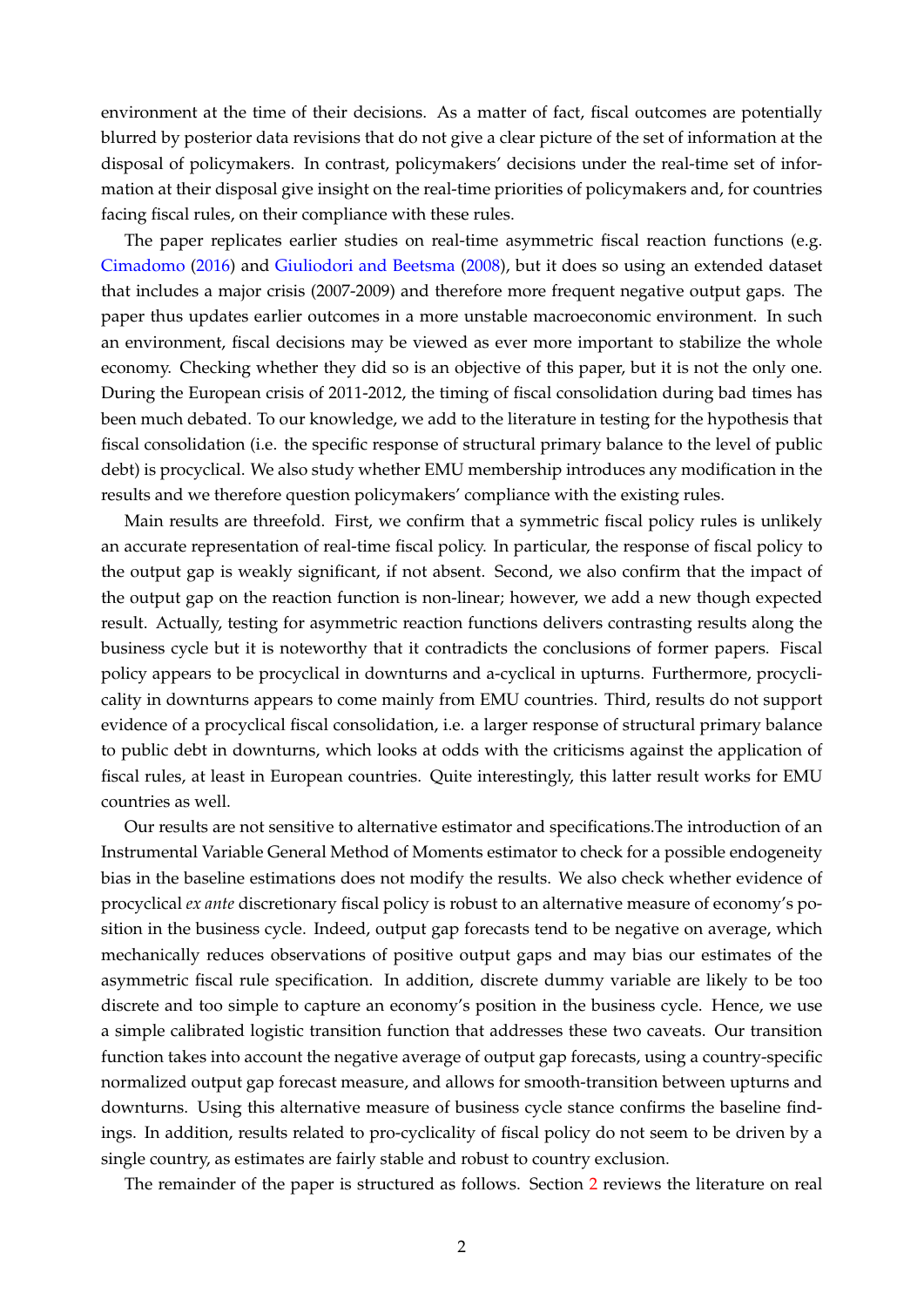environment at the time of their decisions. As a matter of fact, fiscal outcomes are potentially blurred by posterior data revisions that do not give a clear picture of the set of information at the disposal of policymakers. In contrast, policymakers' decisions under the real-time set of information at their disposal give insight on the real-time priorities of policymakers and, for countries facing fiscal rules, on their compliance with these rules.

The paper replicates earlier studies on real-time asymmetric fiscal reaction functions (e.g. Cimadomo (2016) and Giuliodori and Beetsma (2008), but it does so using an extended dataset that includes a major crisis (2007-2009) and therefore more frequent negative output gaps. The paper thus updates earlier outcomes in a more unstable macroeconomic environment. In such an environment, fiscal decisions may be viewed as ever more important to stabilize the whole economy. Checking whether they did so is an objective of this paper, but it is not the only one. During the European crisis of 2011-2012, the timing of fiscal consolidation during bad times has been much debated. To our knowledge, we add to the literature in testing for the hypothesis that fiscal consolidation (i.e. the specific response of structural primary balance to the level of public debt) is procyclical. We also study whether EMU membership introduces any modification in the results and we therefore question policymakers' compliance with the existing rules.

Main results are threefold. First, we confirm that a symmetric fiscal policy rules is unlikely an accurate representation of real-time fiscal policy. In particular, the response of fiscal policy to the output gap is weakly significant, if not absent. Second, we also confirm that the impact of the output gap on the reaction function is non-linear; however, we add a new though expected result. Actually, testing for asymmetric reaction functions delivers contrasting results along the business cycle but it is noteworthy that it contradicts the conclusions of former papers. Fiscal policy appears to be procyclical in downturns and a-cyclical in upturns. Furthermore, procyclicality in downturns appears to come mainly from EMU countries. Third, results do not support evidence of a procyclical fiscal consolidation, i.e. a larger response of structural primary balance to public debt in downturns, which looks at odds with the criticisms against the application of fiscal rules, at least in European countries. Quite interestingly, this latter result works for EMU countries as well.

Our results are not sensitive to alternative estimator and specifications.The introduction of an Instrumental Variable General Method of Moments estimator to check for a possible endogeneity bias in the baseline estimations does not modify the results. We also check whether evidence of procyclical *ex ante* discretionary fiscal policy is robust to an alternative measure of economy's position in the business cycle. Indeed, output gap forecasts tend to be negative on average, which mechanically reduces observations of positive output gaps and may bias our estimates of the asymmetric fiscal rule specification. In addition, discrete dummy variable are likely to be too discrete and too simple to capture an economy's position in the business cycle. Hence, we use a simple calibrated logistic transition function that addresses these two caveats. Our transition function takes into account the negative average of output gap forecasts, using a country-specific normalized output gap forecast measure, and allows for smooth-transition between upturns and downturns. Using this alternative measure of business cycle stance confirms the baseline findings. In addition, results related to pro-cyclicality of fiscal policy do not seem to be driven by a single country, as estimates are fairly stable and robust to country exclusion.

The remainder of the paper is structured as follows. Section 2 reviews the literature on real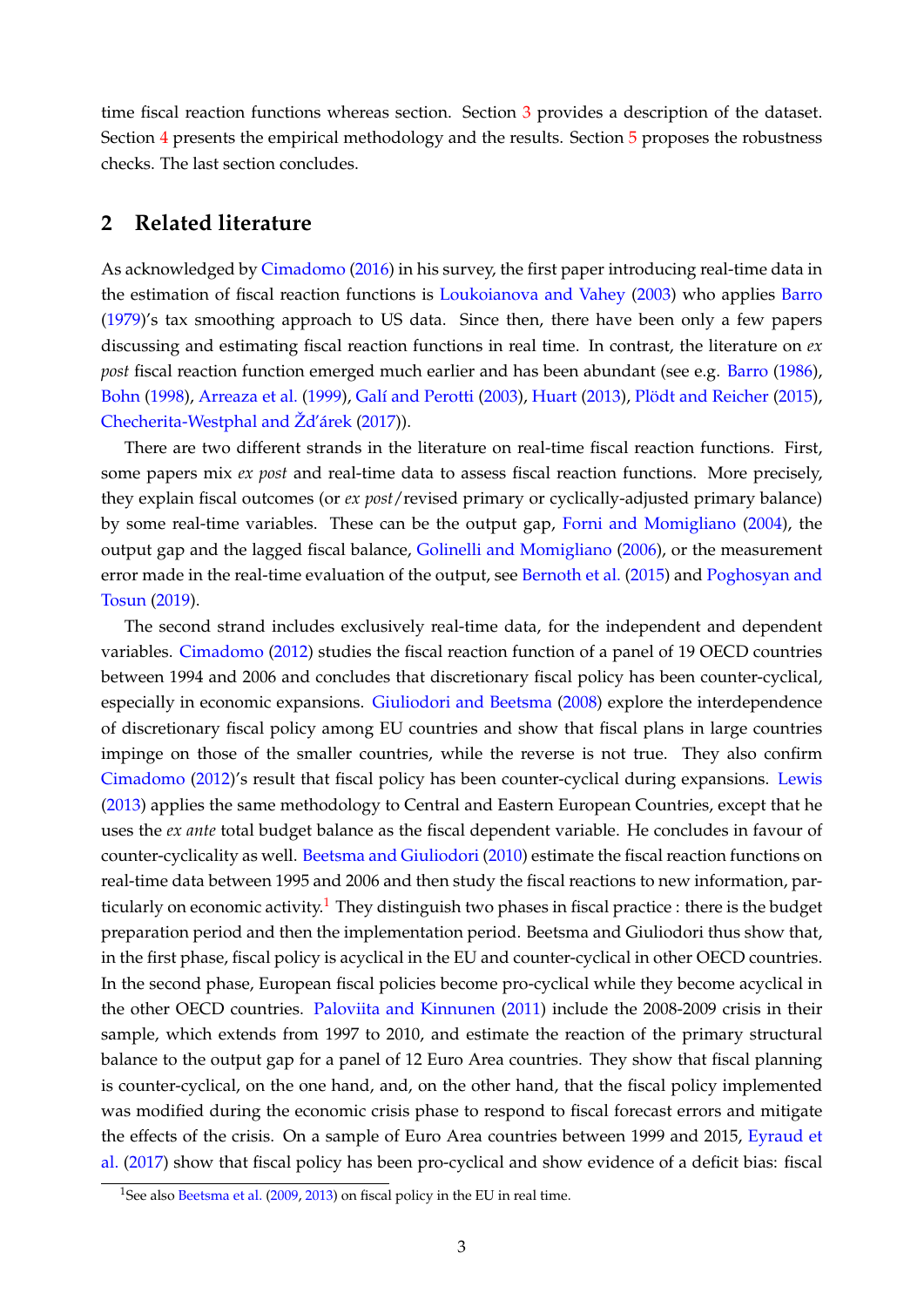time fiscal reaction functions whereas section. Section 3 provides a description of the dataset. Section 4 presents the empirical methodology and the results. Section 5 proposes the robustness checks. The last section concludes.

## 2 Related literature

As acknowledged by Cimadomo (2016) in his survey, the first paper introducing real-time data in the estimation of fiscal reaction functions is Loukoianova and Vahey (2003) who applies Barro (1979)'s tax smoothing approach to US data. Since then, there have been only a few papers discussing and estimating fiscal reaction functions in real time. In contrast, the literature on *ex post* fiscal reaction function emerged much earlier and has been abundant (see e.g. Barro (1986), Bohn (1998), Arreaza et al. (1999), Galí and Perotti (2003), Huart (2013), Plödt and Reicher (2015), Checherita-Westphal and Žd'árek (2017)).

There are two different strands in the literature on real-time fiscal reaction functions. First, some papers mix *ex post* and real-time data to assess fiscal reaction functions. More precisely, they explain fiscal outcomes (or *ex post*/revised primary or cyclically-adjusted primary balance) by some real-time variables. These can be the output gap, Forni and Momigliano (2004), the output gap and the lagged fiscal balance, Golinelli and Momigliano (2006), or the measurement error made in the real-time evaluation of the output, see Bernoth et al. (2015) and Poghosyan and Tosun (2019).

The second strand includes exclusively real-time data, for the independent and dependent variables. Cimadomo (2012) studies the fiscal reaction function of a panel of 19 OECD countries between 1994 and 2006 and concludes that discretionary fiscal policy has been counter-cyclical, especially in economic expansions. Giuliodori and Beetsma (2008) explore the interdependence of discretionary fiscal policy among EU countries and show that fiscal plans in large countries impinge on those of the smaller countries, while the reverse is not true. They also confirm Cimadomo (2012)'s result that fiscal policy has been counter-cyclical during expansions. Lewis (2013) applies the same methodology to Central and Eastern European Countries, except that he uses the *ex ante* total budget balance as the fiscal dependent variable. He concludes in favour of counter-cyclicality as well. Beetsma and Giuliodori (2010) estimate the fiscal reaction functions on real-time data between 1995 and 2006 and then study the fiscal reactions to new information, particularly on economic activity.[1] They distinguish two phases in fiscal practice : there is the budget preparation period and then the implementation period. Beetsma and Giuliodori thus show that, in the first phase, fiscal policy is acyclical in the EU and counter-cyclical in other OECD countries. In the second phase, European fiscal policies become pro-cyclical while they become acyclical in the other OECD countries. Paloviita and Kinnunen (2011) include the 2008-2009 crisis in their sample, which extends from 1997 to 2010, and estimate the reaction of the primary structural balance to the output gap for a panel of 12 Euro Area countries. They show that fiscal planning is counter-cyclical, on the one hand, and, on the other hand, that the fiscal policy implemented was modified during the economic crisis phase to respond to fiscal forecast errors and mitigate the effects of the crisis. On a sample of Euro Area countries between 1999 and 2015, Eyraud et al. (2017) show that fiscal policy has been pro-cyclical and show evidence of a deficit bias: fiscal

[1] See also Beetsma et al. (2009, 2013) on fiscal policy in the EU in real time.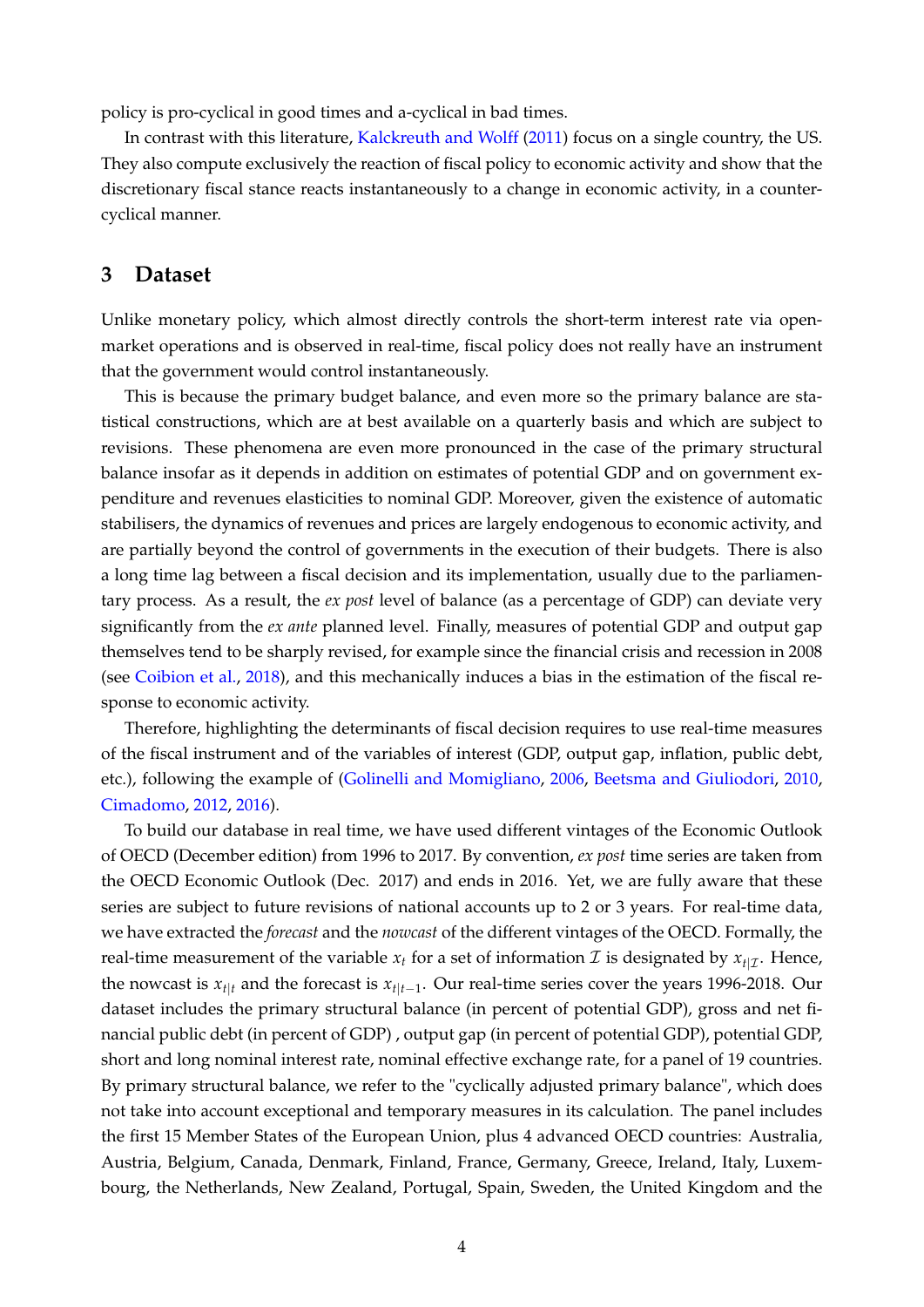policy is pro-cyclical in good times and a-cyclical in bad times.

In contrast with this literature, Kalckreuth and Wolff (2011) focus on a single country, the US. They also compute exclusively the reaction of fiscal policy to economic activity and show that the discretionary fiscal stance reacts instantaneously to a change in economic activity, in a counter-cyclical manner.

## 3 Dataset

Unlike monetary policy, which almost directly controls the short-term interest rate via open-market operations and is observed in real-time, fiscal policy does not really have an instrument that the government would control instantaneously.

This is because the primary budget balance, and even more so the primary balance are statistical constructions, which are at best available on a quarterly basis and which are subject to revisions. These phenomena are even more pronounced in the case of the primary structural balance insofar as it depends in addition on estimates of potential GDP and on government expenditure and revenues elasticities to nominal GDP. Moreover, given the existence of automatic stabilisers, the dynamics of revenues and prices are largely endogenous to economic activity, and are partially beyond the control of governments in the execution of their budgets. There is also a long time lag between a fiscal decision and its implementation, usually due to the parliamentary process. As a result, the *ex post* level of balance (as a percentage of GDP) can deviate very significantly from the *ex ante* planned level. Finally, measures of potential GDP and output gap themselves tend to be sharply revised, for example since the financial crisis and recession in 2008 (see Coibion et al., 2018), and this mechanically induces a bias in the estimation of the fiscal response to economic activity.

Therefore, highlighting the determinants of fiscal decision requires to use real-time measures of the fiscal instrument and of the variables of interest (GDP, output gap, inflation, public debt, etc.), following the example of (Golinelli and Momigliano, 2006, Beetsma and Giuliodori, 2010, Cimadomo, 2012, 2016).

To build our database in real time, we have used different vintages of the Economic Outlook of OECD (December edition) from 1996 to 2017. By convention, *ex post* time series are taken from the OECD Economic Outlook (Dec. 2017) and ends in 2016. Yet, we are fully aware that these series are subject to future revisions of national accounts up to 2 or 3 years. For real-time data, we have extracted the *forecast* and the *nowcast* of the different vintages of the OECD. Formally, the real-time measurement of the variable $x_t$ for a set of information $\mathcal{I}$ is designated by $x_{t|\mathcal{I}}$. Hence, the nowcast is $x_{t|t}$ and the forecast is $x_{t|t-1}$. Our real-time series cover the years 1996-2018. Our dataset includes the primary structural balance (in percent of potential GDP), gross and net financial public debt (in percent of GDP) , output gap (in percent of potential GDP), potential GDP, short and long nominal interest rate, nominal effective exchange rate, for a panel of 19 countries. By primary structural balance, we refer to the "cyclically adjusted primary balance", which does not take into account exceptional and temporary measures in its calculation. The panel includes the first 15 Member States of the European Union, plus 4 advanced OECD countries: Australia, Austria, Belgium, Canada, Denmark, Finland, France, Germany, Greece, Ireland, Italy, Luxembourg, the Netherlands, New Zealand, Portugal, Spain, Sweden, the United Kingdom and the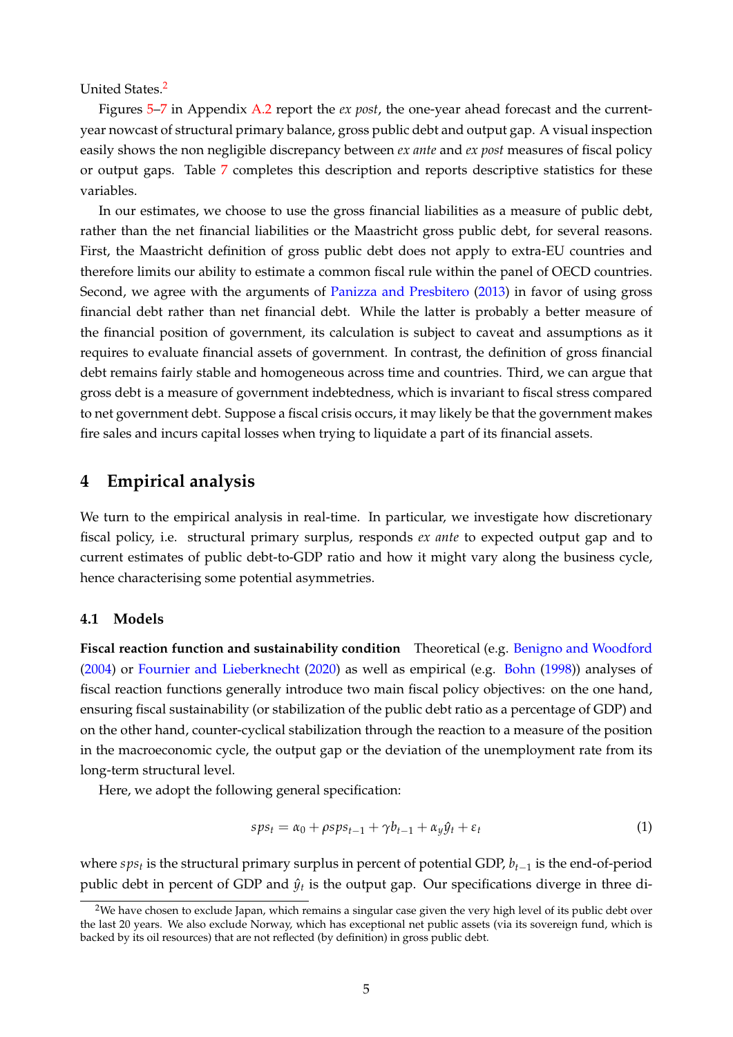United States.[2]

Figures 5–7 in Appendix A.2 report the *ex post*, the one-year ahead forecast and the current-year nowcast of structural primary balance, gross public debt and output gap. A visual inspection easily shows the non negligible discrepancy between *ex ante* and *ex post* measures of fiscal policy or output gaps. Table 7 completes this description and reports descriptive statistics for these variables.

In our estimates, we choose to use the gross financial liabilities as a measure of public debt, rather than the net financial liabilities or the Maastricht gross public debt, for several reasons. First, the Maastricht definition of gross public debt does not apply to extra-EU countries and therefore limits our ability to estimate a common fiscal rule within the panel of OECD countries. Second, we agree with the arguments of Panizza and Presbitero (2013) in favor of using gross financial debt rather than net financial debt. While the latter is probably a better measure of the financial position of government, its calculation is subject to caveat and assumptions as it requires to evaluate financial assets of government. In contrast, the definition of gross financial debt remains fairly stable and homogeneous across time and countries. Third, we can argue that gross debt is a measure of government indebtedness, which is invariant to fiscal stress compared to net government debt. Suppose a fiscal crisis occurs, it may likely be that the government makes fire sales and incurs capital losses when trying to liquidate a part of its financial assets.

# 4 Empirical analysis

We turn to the empirical analysis in real-time. In particular, we investigate how discretionary fiscal policy, i.e. structural primary surplus, responds *ex ante* to expected output gap and to current estimates of public debt-to-GDP ratio and how it might vary along the business cycle, hence characterising some potential asymmetries.

## 4.1 Models

**Fiscal reaction function and sustainability condition** Theoretical (e.g. Benigno and Woodford (2004) or Fournier and Lieberknecht (2020) as well as empirical (e.g. Bohn (1998)) analyses of fiscal reaction functions generally introduce two main fiscal policy objectives: on the one hand, ensuring fiscal sustainability (or stabilization of the public debt ratio as a percentage of GDP) and on the other hand, counter-cyclical stabilization through the reaction to a measure of the position in the macroeconomic cycle, the output gap or the deviation of the unemployment rate from its long-term structural level.

Here, we adopt the following general specification:

$$sps_t = \alpha_0 + \rho sps_{t-1} + \gamma b_{t-1} + \alpha_y \hat{y}_t + \varepsilon_t \tag{1}$$

where $sps_t$ is the structural primary surplus in percent of potential GDP, $b_{t-1}$ is the end-of-period public debt in percent of GDP and $\hat{y}_t$ is the output gap. Our specifications diverge in three di-

[2] We have chosen to exclude Japan, which remains a singular case given the very high level of its public debt over the last 20 years. We also exclude Norway, which has exceptional net public assets (via its sovereign fund, which is backed by its oil resources) that are not reflected (by definition) in gross public debt.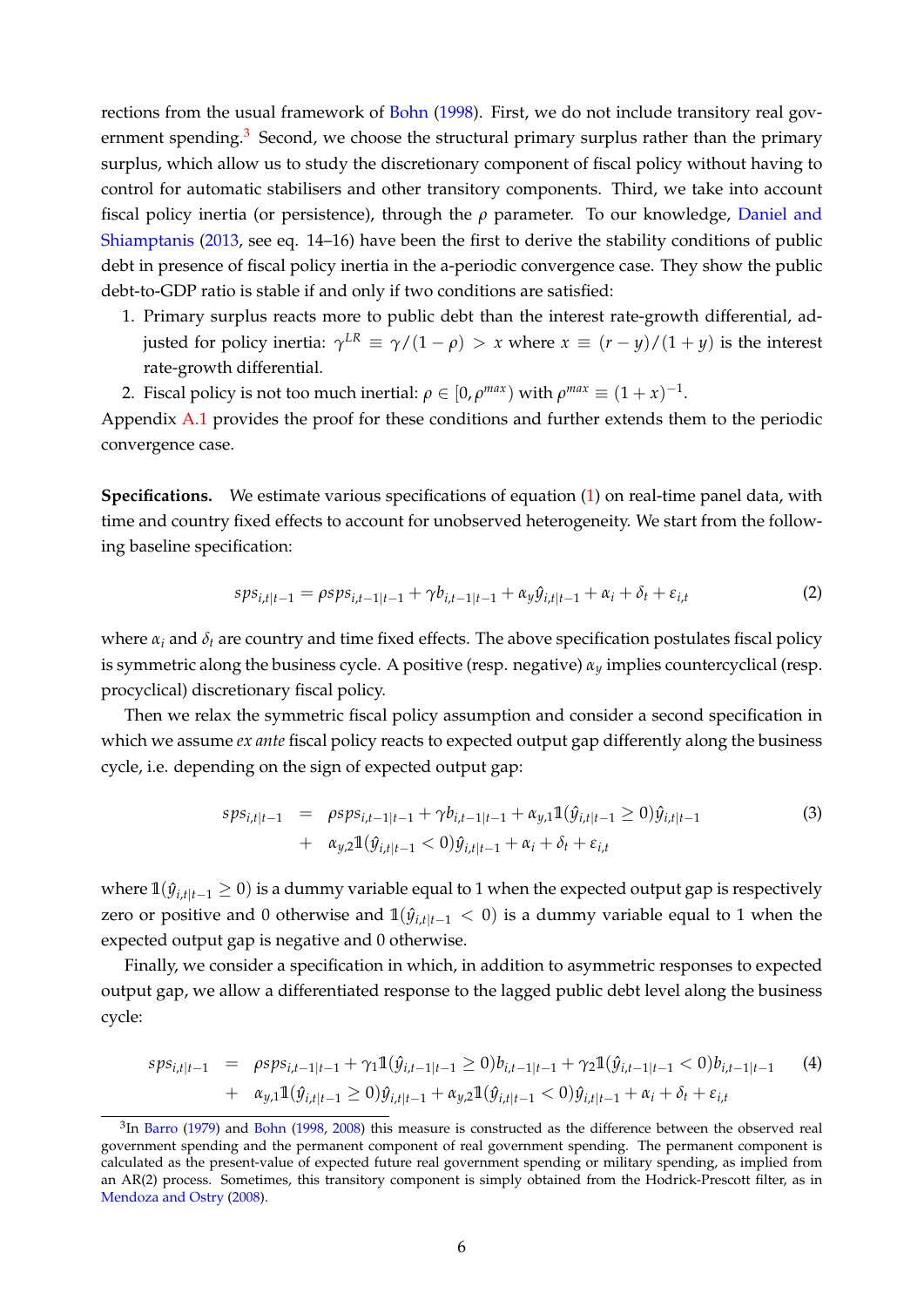rections from the usual framework of Bohn (1998). First, we do not include transitory real government spending.[3] Second, we choose the structural primary surplus rather than the primary surplus, which allow us to study the discretionary component of fiscal policy without having to control for automatic stabilisers and other transitory components. Third, we take into account fiscal policy inertia (or persistence), through the $\rho$ parameter. To our knowledge, Daniel and Shiamptanis (2013, see eq. 14–16) have been the first to derive the stability conditions of public debt in presence of fiscal policy inertia in the a-periodic convergence case. They show the public debt-to-GDP ratio is stable if and only if two conditions are satisfied:

1. Primary surplus reacts more to public debt than the interest rate-growth differential, adjusted for policy inertia: $\gamma^{LR} \equiv \gamma/(1-\rho) > x$ where $x \equiv (r-y)/(1+y)$ is the interest rate-growth differential.
2. Fiscal policy is not too much inertial: $\rho \in [0, \rho^{max})$ with $\rho^{max} \equiv (1+x)^{-1}$.

Appendix A.1 provides the proof for these conditions and further extends them to the periodic convergence case.

**Specifications.** We estimate various specifications of equation (1) on real-time panel data, with time and country fixed effects to account for unobserved heterogeneity. We start from the following baseline specification:

$$sps_{i,t|t-1} = \rho sps_{i,t-1|t-1} + \gamma b_{i,t-1|t-1} + \alpha_y \hat{y}_{i,t|t-1} + \alpha_i + \delta_t + \varepsilon_{i,t} \tag{2}$$

where $\alpha_i$ and $\delta_t$ are country and time fixed effects. The above specification postulates fiscal policy is symmetric along the business cycle. A positive (resp. negative) $\alpha_y$ implies countercyclical (resp. procyclical) discretionary fiscal policy.

Then we relax the symmetric fiscal policy assumption and consider a second specification in which we assume *ex ante* fiscal policy reacts to expected output gap differently along the business cycle, i.e. depending on the sign of expected output gap:

$$\begin{aligned} sps_{i,t|t-1} \quad &= \quad \rho sps_{i,t-1|t-1} + \gamma b_{i,t-1|t-1} + \alpha_{y,1} \mathbb{1}(\hat{y}_{i,t|t-1} \geq 0) \hat{y}_{i,t|t-1} \\ &+ \quad \alpha_{y,2} \mathbb{1}(\hat{y}_{i,t|t-1} < 0) \hat{y}_{i,t|t-1} + \alpha_i + \delta_t + \varepsilon_{i,t} \end{aligned} \tag{3}$$

where $\mathbb{1}(\hat{y}_{i,t|t-1} \geq 0)$ is a dummy variable equal to 1 when the expected output gap is respectively zero or positive and 0 otherwise and $\mathbb{1}(\hat{y}_{i,t|t-1} < 0)$ is a dummy variable equal to 1 when the expected output gap is negative and 0 otherwise.

Finally, we consider a specification in which, in addition to asymmetric responses to expected output gap, we allow a differentiated response to the lagged public debt level along the business cycle:

$$\begin{aligned} sps_{i,t|t-1} \quad &= \quad \rho sps_{i,t-1|t-1} + \gamma_1 \mathbb{1}(\hat{y}_{i,t-1|t-1} \geq 0) b_{i,t-1|t-1} + \gamma_2 \mathbb{1}(\hat{y}_{i,t-1|t-1} < 0) b_{i,t-1|t-1} \\ &+ \quad \alpha_{y,1} \mathbb{1}(\hat{y}_{i,t|t-1} \geq 0) \hat{y}_{i,t|t-1} + \alpha_{y,2} \mathbb{1}(\hat{y}_{i,t|t-1} < 0) \hat{y}_{i,t|t-1} + \alpha_i + \delta_t + \varepsilon_{i,t} \end{aligned} \tag{4}$$

[3] In Barro (1979) and Bohn (1998, 2008) this measure is constructed as the difference between the observed real government spending and the permanent component of real government spending. The permanent component is calculated as the present-value of expected future real government spending or military spending, as implied from an AR(2) process. Sometimes, this transitory component is simply obtained from the Hodrick-Prescott filter, as in Mendoza and Ostry (2008).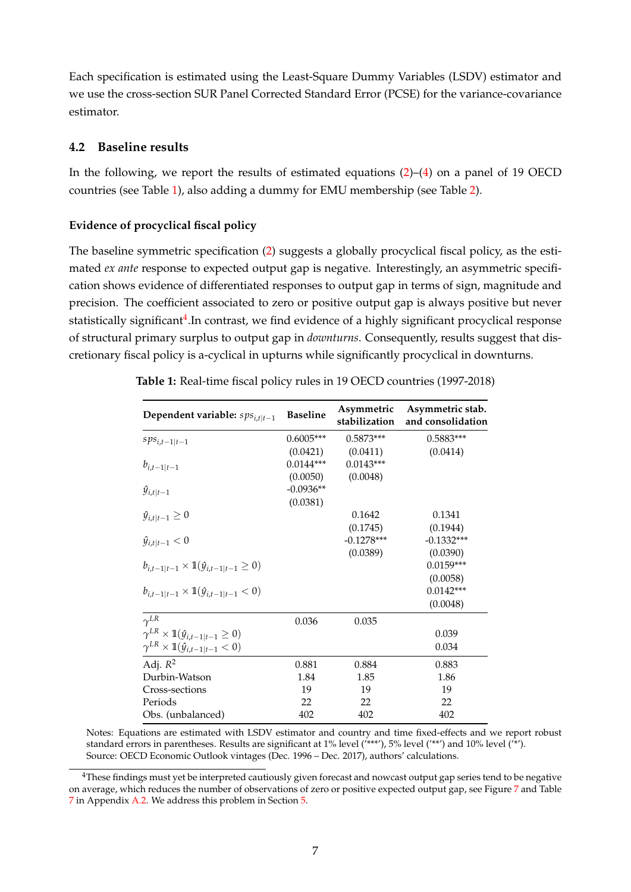Each specification is estimated using the Least-Square Dummy Variables (LSDV) estimator and we use the cross-section SUR Panel Corrected Standard Error (PCSE) for the variance-covariance estimator.

### 4.2 Baseline results

In the following, we report the results of estimated equations (2)–(4) on a panel of 19 OECD countries (see Table 1), also adding a dummy for EMU membership (see Table 2).

#### Evidence of procyclical fiscal policy

The baseline symmetric specification (2) suggests a globally procyclical fiscal policy, as the estimated *ex ante* response to expected output gap is negative. Interestingly, an asymmetric specification shows evidence of differentiated responses to output gap in terms of sign, magnitude and precision. The coefficient associated to zero or positive output gap is always positive but never statistically significant[4].In contrast, we find evidence of a highly significant procyclical response of structural primary surplus to output gap in *downturns*. Consequently, results suggest that discretionary fiscal policy is a-cyclical in upturns while significantly procyclical in downturns.

**Table 1:** Real-time fiscal policy rules in 19 OECD countries (1997-2018)

| Dependent variable: $sps_{i,t\|t-1}$ | Baseline | Asymmetric stabilization | Asymmetric stab. and consolidation |
|---|---|---|---|
| $sps_{i,t-1\|t-1}$ | 0.6005*** | 0.5873*** | 0.5883*** |
| | (0.0421) | (0.0411) | (0.0414) |
| $b_{i,t-1\|t-1}$ | 0.0144*** | 0.0143*** | |
| | (0.0050) | (0.0048) | |
| $\hat{y}_{i,t\|t-1}$ | -0.0936** | | |
| | (0.0381) | | |
| $\hat{y}_{i,t\|t-1} \geq 0$ | | 0.1642 | 0.1341 |
| | | (0.1745) | (0.1944) |
| $\hat{y}_{i,t\|t-1} < 0$ | | -0.1278*** | -0.1332*** |
| | | (0.0389) | (0.0390) |
| $b_{i,t-1\|t-1} \times \mathbb{1}(\hat{y}_{i,t-1\|t-1} \geq 0)$ | | | 0.0159*** |
| | | | (0.0058) |
| $b_{i,t-1\|t-1} \times \mathbb{1}(\hat{y}_{i,t-1\|t-1} < 0)$ | | | 0.0142*** |
| | | | (0.0048) |
| $\gamma^{LR}$ | 0.036 | 0.035 | |
| $\gamma^{LR} \times \mathbb{1}(\hat{y}_{i,t-1\|t-1} \geq 0)$ | | | 0.039 |
| $\gamma^{LR} \times \mathbb{1}(\hat{y}_{i,t-1\|t-1} < 0)$ | | | 0.034 |
| Adj. $R^2$ | 0.881 | 0.884 | 0.883 |
| Durbin-Watson | 1.84 | 1.85 | 1.86 |
| Cross-sections | 19 | 19 | 19 |
| Periods | 22 | 22 | 22 |
| Obs. (unbalanced) | 402 | 402 | 402 |

Notes: Equations are estimated with LSDV estimator and country and time fixed-effects and we report robust standard errors in parentheses. Results are significant at 1% level ('***'), 5% level ('**') and 10% level ('*').
Source: OECD Economic Outlook vintages (Dec. 1996 – Dec. 2017), authors' calculations.

[4] These findings must yet be interpreted cautiously given forecast and nowcast output gap series tend to be negative on average, which reduces the number of observations of zero or positive expected output gap, see Figure 7 and Table 7 in Appendix A.2. We address this problem in Section 5.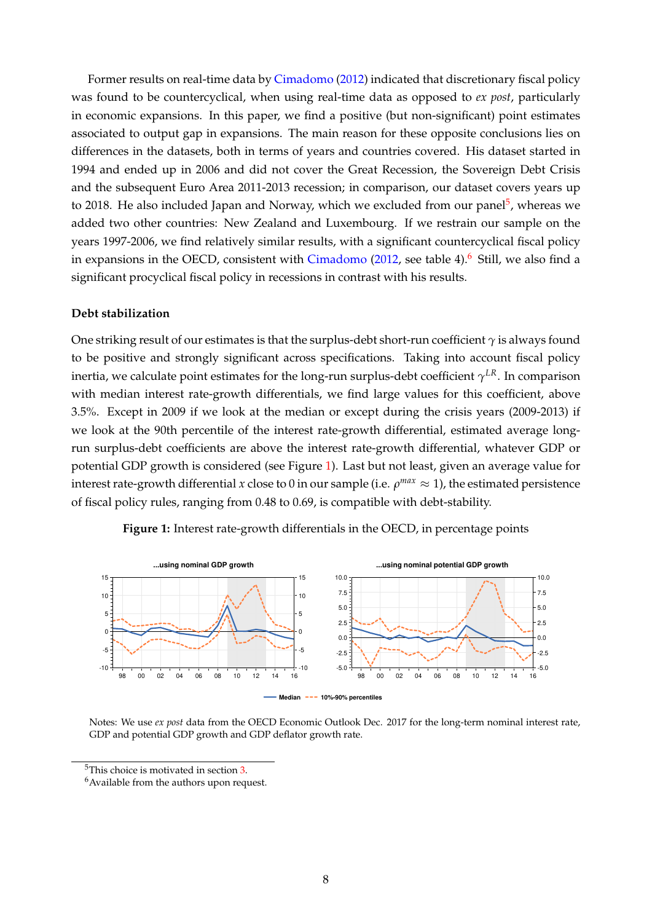Former results on real-time data by Cimadomo (2012) indicated that discretionary fiscal policy was found to be countercyclical, when using real-time data as opposed to *ex post*, particularly in economic expansions. In this paper, we find a positive (but non-significant) point estimates associated to output gap in expansions. The main reason for these opposite conclusions lies on differences in the datasets, both in terms of years and countries covered. His dataset started in 1994 and ended up in 2006 and did not cover the Great Recession, the Sovereign Debt Crisis and the subsequent Euro Area 2011-2013 recession; in comparison, our dataset covers years up to 2018. He also included Japan and Norway, which we excluded from our panel[5], whereas we added two other countries: New Zealand and Luxembourg. If we restrain our sample on the years 1997-2006, we find relatively similar results, with a significant countercyclical fiscal policy in expansions in the OECD, consistent with Cimadomo (2012, see table 4).[6] Still, we also find a significant procyclical fiscal policy in recessions in contrast with his results.

**Debt stabilization**

One striking result of our estimates is that the surplus-debt short-run coefficient $\gamma$ is always found to be positive and strongly significant across specifications. Taking into account fiscal policy inertia, we calculate point estimates for the long-run surplus-debt coefficient $\gamma^{LR}$. In comparison with median interest rate-growth differentials, we find large values for this coefficient, above 3.5%. Except in 2009 if we look at the median or except during the crisis years (2009-2013) if we look at the 90th percentile of the interest rate-growth differential, estimated average long-run surplus-debt coefficients are above the interest rate-growth differential, whatever GDP or potential GDP growth is considered (see Figure 1). Last but not least, given an average value for interest rate-growth differential $x$ close to 0 in our sample (i.e. $\rho^{max} \approx 1$), the estimated persistence of fiscal policy rules, ranging from 0.48 to 0.69, is compatible with debt-stability.

**Figure 1:** Interest rate-growth differentials in the OECD, in percentage points

Notes: We use *ex post* data from the OECD Economic Outlook Dec. 2017 for the long-term nominal interest rate, GDP and potential GDP growth and GDP deflator growth rate.

[5]This choice is motivated in section 3.

[6]Available from the authors upon request.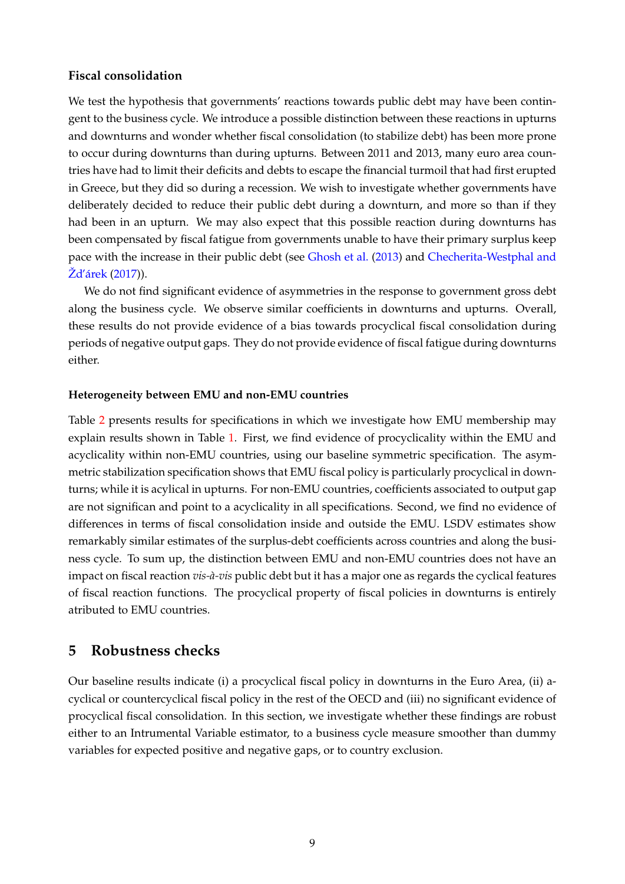**Fiscal consolidation**

We test the hypothesis that governments' reactions towards public debt may have been contingent to the business cycle. We introduce a possible distinction between these reactions in upturns and downturns and wonder whether fiscal consolidation (to stabilize debt) has been more prone to occur during downturns than during upturns. Between 2011 and 2013, many euro area countries have had to limit their deficits and debts to escape the financial turmoil that had first erupted in Greece, but they did so during a recession. We wish to investigate whether governments have deliberately decided to reduce their public debt during a downturn, and more so than if they had been in an upturn. We may also expect that this possible reaction during downturns has been compensated by fiscal fatigue from governments unable to have their primary surplus keep pace with the increase in their public debt (see Ghosh et al. (2013) and Checherita-Westphal and Žd'árek (2017)).

We do not find significant evidence of asymmetries in the response to government gross debt along the business cycle. We observe similar coefficients in downturns and upturns. Overall, these results do not provide evidence of a bias towards procyclical fiscal consolidation during periods of negative output gaps. They do not provide evidence of fiscal fatigue during downturns either.

#### Heterogeneity between EMU and non-EMU countries

Table 2 presents results for specifications in which we investigate how EMU membership may explain results shown in Table 1. First, we find evidence of procyclicality within the EMU and acyclicality within non-EMU countries, using our baseline symmetric specification. The asymmetric stabilization specification shows that EMU fiscal policy is particularly procyclical in downturns; while it is acylical in upturns. For non-EMU countries, coefficients associated to output gap are not significan and point to a acyclicality in all specifications. Second, we find no evidence of differences in terms of fiscal consolidation inside and outside the EMU. LSDV estimates show remarkably similar estimates of the surplus-debt coefficients across countries and along the business cycle. To sum up, the distinction between EMU and non-EMU countries does not have an impact on fiscal reaction *vis-à-vis* public debt but it has a major one as regards the cyclical features of fiscal reaction functions. The procyclical property of fiscal policies in downturns is entirely atributed to EMU countries.

## 5 Robustness checks

Our baseline results indicate (i) a procyclical fiscal policy in downturns in the Euro Area, (ii) acyclical or countercyclical fiscal policy in the rest of the OECD and (iii) no significant evidence of procyclical fiscal consolidation. In this section, we investigate whether these findings are robust either to an Intrumental Variable estimator, to a business cycle measure smoother than dummy variables for expected positive and negative gaps, or to country exclusion.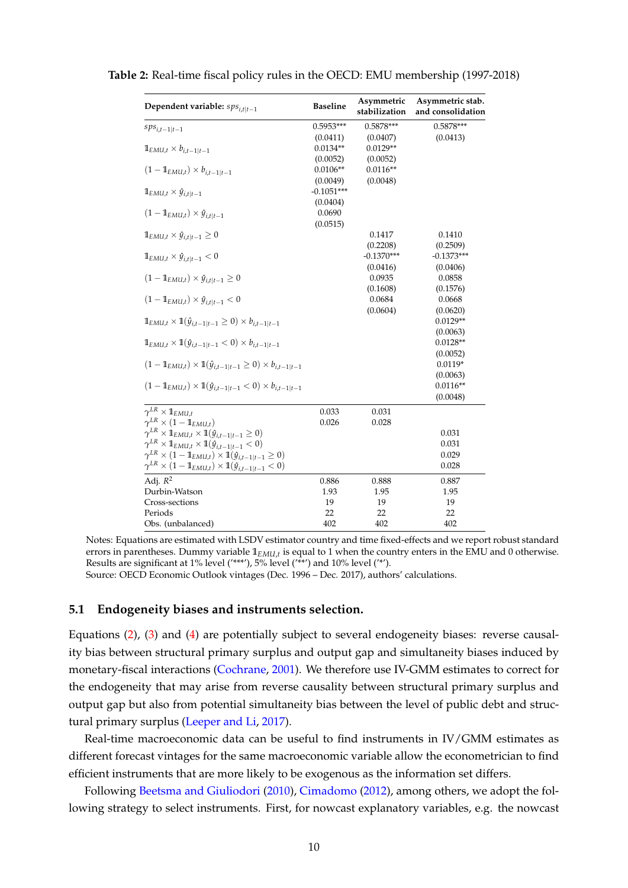**Table 2:** Real-time fiscal policy rules in the OECD: EMU membership (1997-2018)

| Dependent variable: $sps_{i,t\|t-1}$ | Baseline | Asymmetric stabilization | Asymmetric stab. and consolidation |
|---|---|---|---|
| $sps_{i,t-1\|t-1}$ | 0.5953*** | 0.5878*** | 0.5878*** |
| | (0.0411) | (0.0407) | (0.0413) |
| $\mathbb{1}_{EMU,t} \times b_{i,t-1\|t-1}$ | 0.0134** | 0.0129** | |
| | (0.0052) | (0.0052) | |
| $(1-\mathbb{1}_{EMU,t}) \times b_{i,t-1\|t-1}$ | 0.0106** | 0.0116** | |
| | (0.0049) | (0.0048) | |
| $\mathbb{1}_{EMU,t} \times \hat{y}_{i,t\|t-1}$ | -0.1051*** | | |
| | (0.0404) | | |
| $(1-\mathbb{1}_{EMU,t}) \times \hat{y}_{i,t\|t-1}$ | 0.0690 | | |
| | (0.0515) | | |
| $\mathbb{1}_{EMU,t} \times \hat{y}_{i,t\|t-1} \geq 0$ | | 0.1417 | 0.1410 |
| | | (0.2208) | (0.2509) |
| $\mathbb{1}_{EMU,t} \times \hat{y}_{i,t\|t-1} < 0$ | | -0.1370*** | -0.1373*** |
| | | (0.0416) | (0.0406) |
| $(1-\mathbb{1}_{EMU,t}) \times \hat{y}_{i,t\|t-1} \geq 0$ | | 0.0935 | 0.0858 |
| | | (0.1608) | (0.1576) |
| $(1-\mathbb{1}_{EMU,t}) \times \hat{y}_{i,t\|t-1} < 0$ | | 0.0684 | 0.0668 |
| | | (0.0604) | (0.0620) |
| $\mathbb{1}_{EMU,t} \times \mathbb{1}(\hat{y}_{i,t-1\|t-1} \geq 0) \times b_{i,t-1\|t-1}$ | | | 0.0129** |
| | | | (0.0063) |
| $\mathbb{1}_{EMU,t} \times \mathbb{1}(\hat{y}_{i,t-1\|t-1} < 0) \times b_{i,t-1\|t-1}$ | | | 0.0128** |
| | | | (0.0052) |
| $(1-\mathbb{1}_{EMU,t}) \times \mathbb{1}(\hat{y}_{i,t-1\|t-1} \geq 0) \times b_{i,t-1\|t-1}$ | | | 0.0119* |
| | | | (0.0063) |
| $(1-\mathbb{1}_{EMU,t}) \times \mathbb{1}(\hat{y}_{i,t-1\|t-1} < 0) \times b_{i,t-1\|t-1}$ | | | 0.0116** |
| | | | (0.0048) |
| $\gamma^{LR} \times \mathbb{1}_{EMU,t}$ | 0.033 | 0.031 | |
| $\gamma^{LR} \times (1-\mathbb{1}_{EMU,t})$ | 0.026 | 0.028 | |
| $\gamma^{LR} \times \mathbb{1}_{EMU,t} \times \mathbb{1}(\hat{y}_{i,t-1\|t-1} \geq 0)$ | | | 0.031 |
| $\gamma^{LR} \times \mathbb{1}_{EMU,t} \times \mathbb{1}(\hat{y}_{i,t-1\|t-1} < 0)$ | | | 0.031 |
| $\gamma^{LR} \times (1-\mathbb{1}_{EMU,t}) \times \mathbb{1}(\hat{y}_{i,t-1\|t-1} \geq 0)$ | | | 0.029 |
| $\gamma^{LR} \times (1-\mathbb{1}_{EMU,t}) \times \mathbb{1}(\hat{y}_{i,t-1\|t-1} < 0)$ | | | 0.028 |
| Adj. $R^2$ | 0.886 | 0.888 | 0.887 |
| Durbin-Watson | 1.93 | 1.95 | 1.95 |
| Cross-sections | 19 | 19 | 19 |
| Periods | 22 | 22 | 22 |
| Obs. (unbalanced) | 402 | 402 | 402 |

Notes: Equations are estimated with LSDV estimator country and time fixed-effects and we report robust standard errors in parentheses. Dummy variable $\mathbb{1}_{EMU,t}$ is equal to 1 when the country enters in the EMU and 0 otherwise. Results are significant at 1% level ('***'), 5% level ('**') and 10% level ('*').
Source: OECD Economic Outlook vintages (Dec. 1996 – Dec. 2017), authors' calculations.

### 5.1 Endogeneity biases and instruments selection.

Equations (2), (3) and (4) are potentially subject to several endogeneity biases: reverse causality bias between structural primary surplus and output gap and simultaneity biases induced by monetary-fiscal interactions (Cochrane, 2001). We therefore use IV-GMM estimates to correct for the endogeneity that may arise from reverse causality between structural primary surplus and output gap but also from potential simultaneity bias between the level of public debt and structural primary surplus (Leeper and Li, 2017).

Real-time macroeconomic data can be useful to find instruments in IV/GMM estimates as different forecast vintages for the same macroeconomic variable allow the econometrician to find efficient instruments that are more likely to be exogenous as the information set differs.

Following Beetsma and Giuliodori (2010), Cimadomo (2012), among others, we adopt the following strategy to select instruments. First, for nowcast explanatory variables, e.g. the nowcast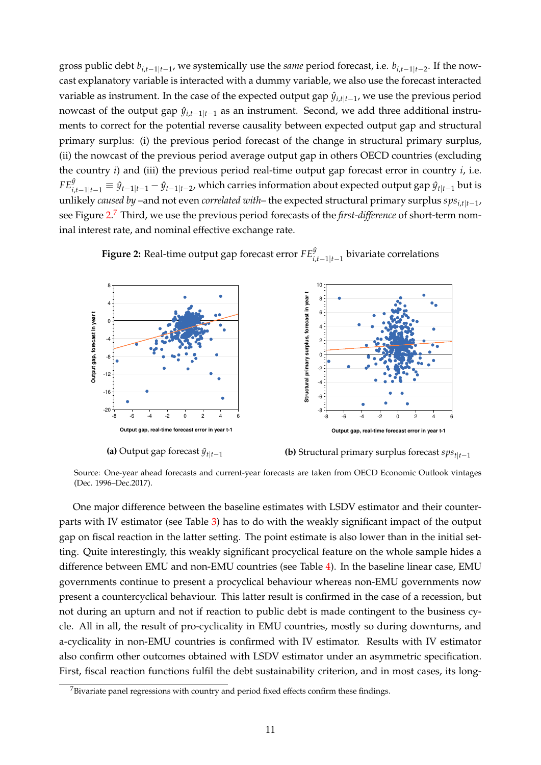gross public debt $b_{i,t-1|t-1}$, we systemically use the *same* period forecast, i.e. $b_{i,t-1|t-2}$. If the nowcast explanatory variable is interacted with a dummy variable, we also use the forecast interacted variable as instrument. In the case of the expected output gap $\hat{y}_{i,t|t-1}$, we use the previous period nowcast of the output gap $\hat{y}_{i,t-1|t-1}$ as an instrument. Second, we add three additional instruments to correct for the potential reverse causality between expected output gap and structural primary surplus: (i) the previous period forecast of the change in structural primary surplus, (ii) the nowcast of the previous period average output gap in others OECD countries (excluding the country $i$) and (iii) the previous period real-time output gap forecast error in country $i$, i.e. $FE^{\hat{y}}_{i,t-1|t-1} \equiv \hat{y}_{t-1|t-1} - \hat{y}_{t-1|t-2}$, which carries information about expected output gap $\hat{y}_{t|t-1}$ but is unlikely *caused by* –and not even *correlated with*– the expected structural primary surplus $sps_{i,t|t-1}$, see Figure 2.[7] Third, we use the previous period forecasts of the *first-difference* of short-term nominal interest rate, and nominal effective exchange rate.

**Figure 2:** Real-time output gap forecast error $FE^{\hat{y}}_{i,t-1|t-1}$ bivariate correlations

**(a)** Output gap forecast $\hat{y}_{t|t-1}$

**(b)** Structural primary surplus forecast $sps_{t|t-1}$

Source: One-year ahead forecasts and current-year forecasts are taken from OECD Economic Outlook vintages (Dec. 1996–Dec.2017).

One major difference between the baseline estimates with LSDV estimator and their counterparts with IV estimator (see Table 3) has to do with the weakly significant impact of the output gap on fiscal reaction in the latter setting. The point estimate is also lower than in the initial setting. Quite interestingly, this weakly significant procyclical feature on the whole sample hides a difference between EMU and non-EMU countries (see Table 4). In the baseline linear case, EMU governments continue to present a procyclical behaviour whereas non-EMU governments now present a countercyclical behaviour. This latter result is confirmed in the case of a recession, but not during an upturn and not if reaction to public debt is made contingent to the business cycle. All in all, the result of pro-cyclicality in EMU countries, mostly so during downturns, and a-cyclicality in non-EMU countries is confirmed with IV estimator. Results with IV estimator also confirm other outcomes obtained with LSDV estimator under an asymmetric specification. First, fiscal reaction functions fulfil the debt sustainability criterion, and in most cases, its long-

[7] Bivariate panel regressions with country and period fixed effects confirm these findings.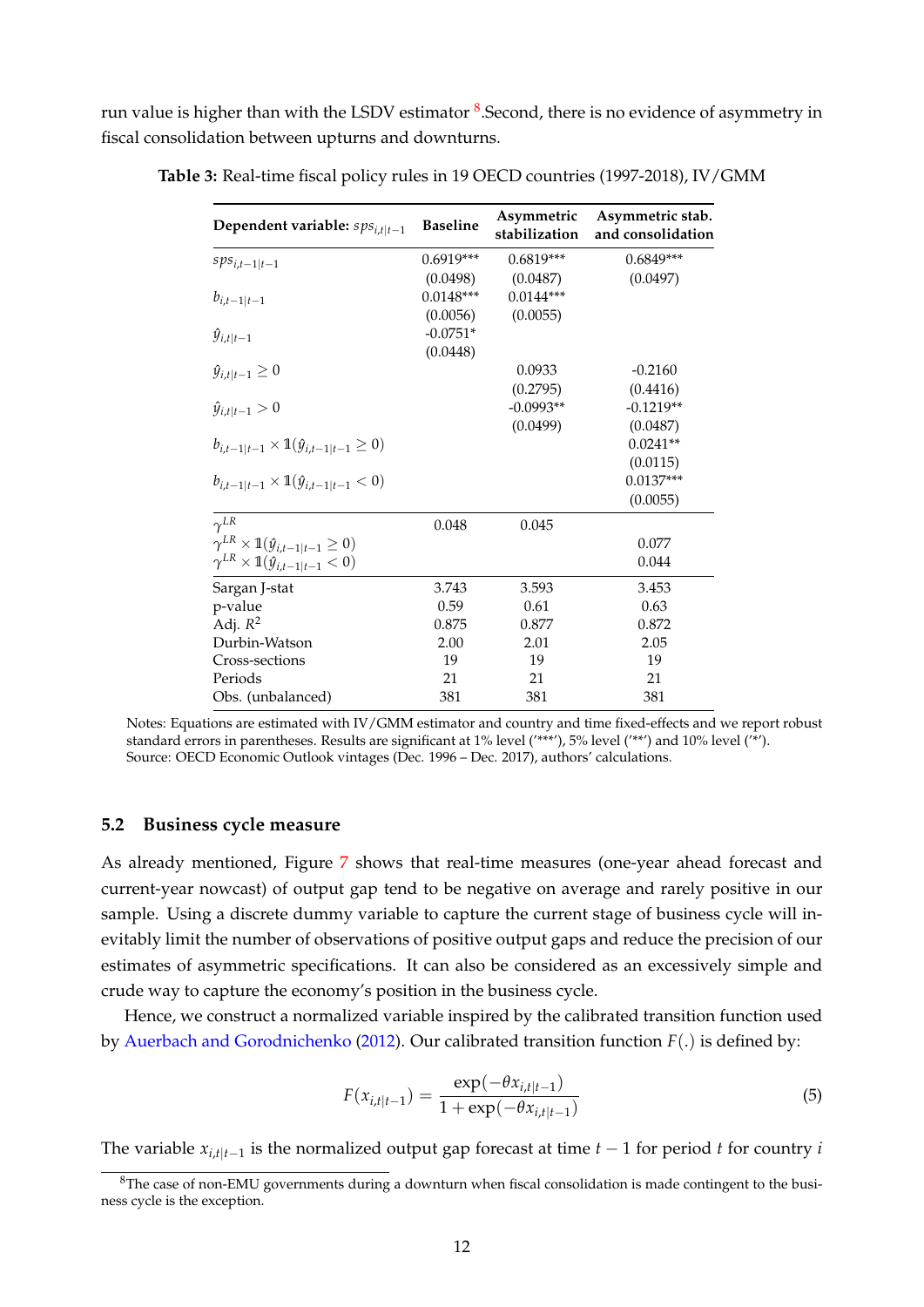run value is higher than with the LSDV estimator [8].Second, there is no evidence of asymmetry in fiscal consolidation between upturns and downturns.

**Table 3:** Real-time fiscal policy rules in 19 OECD countries (1997-2018), IV/GMM

| **Dependent variable:** $sps_{i,t\|t-1}$ | **Baseline** | **Asymmetric stabilization** | **Asymmetric stab. and consolidation** |
|---|---|---|---|
| $sps_{i,t-1\|t-1}$ | 0.6919*** | 0.6819*** | 0.6849*** |
| | (0.0498) | (0.0487) | (0.0497) |
| $b_{i,t-1\|t-1}$ | 0.0148*** | 0.0144*** | |
| | (0.0056) | (0.0055) | |
| $\hat{y}_{i,t\|t-1}$ | -0.0751* | | |
| | (0.0448) | | |
| $\hat{y}_{i,t\|t-1} \geq 0$ | | 0.0933 | -0.2160 |
| | | (0.2795) | (0.4416) |
| $\hat{y}_{i,t\|t-1} > 0$ | | -0.0993** | -0.1219** |
| | | (0.0499) | (0.0487) |
| $b_{i,t-1\|t-1} \times \mathbb{1}(\hat{y}_{i,t-1\|t-1} \geq 0)$ | | | 0.0241** |
| | | | (0.0115) |
| $b_{i,t-1\|t-1} \times \mathbb{1}(\hat{y}_{i,t-1\|t-1} < 0)$ | | | 0.0137*** |
| | | | (0.0055) |
| $\gamma^{LR}$ | 0.048 | 0.045 | |
| $\gamma^{LR} \times \mathbb{1}(\hat{y}_{i,t-1\|t-1} \geq 0)$ | | | 0.077 |
| $\gamma^{LR} \times \mathbb{1}(\hat{y}_{i,t-1\|t-1} < 0)$ | | | 0.044 |
| Sargan J-stat | 3.743 | 3.593 | 3.453 |
| p-value | 0.59 | 0.61 | 0.63 |
| Adj. $R^2$ | 0.875 | 0.877 | 0.872 |
| Durbin-Watson | 2.00 | 2.01 | 2.05 |
| Cross-sections | 19 | 19 | 19 |
| Periods | 21 | 21 | 21 |
| Obs. (unbalanced) | 381 | 381 | 381 |

Notes: Equations are estimated with IV/GMM estimator and country and time fixed-effects and we report robust standard errors in parentheses. Results are significant at 1% level ('***'), 5% level ('**') and 10% level ('*').
Source: OECD Economic Outlook vintages (Dec. 1996 – Dec. 2017), authors' calculations.

### 5.2 Business cycle measure

As already mentioned, Figure 7 shows that real-time measures (one-year ahead forecast and current-year nowcast) of output gap tend to be negative on average and rarely positive in our sample. Using a discrete dummy variable to capture the current stage of business cycle will inevitably limit the number of observations of positive output gaps and reduce the precision of our estimates of asymmetric specifications. It can also be considered as an excessively simple and crude way to capture the economy's position in the business cycle.

Hence, we construct a normalized variable inspired by the calibrated transition function used by Auerbach and Gorodnichenko (2012). Our calibrated transition function $F(.)$ is defined by:

$$F(x_{i,t|t-1}) = \frac{\exp(-\theta x_{i,t|t-1})}{1 + \exp(-\theta x_{i,t|t-1})} \tag{5}$$

The variable $x_{i,t|t-1}$ is the normalized output gap forecast at time $t-1$ for period $t$ for country $i$

[8] The case of non-EMU governments during a downturn when fiscal consolidation is made contingent to the business cycle is the exception.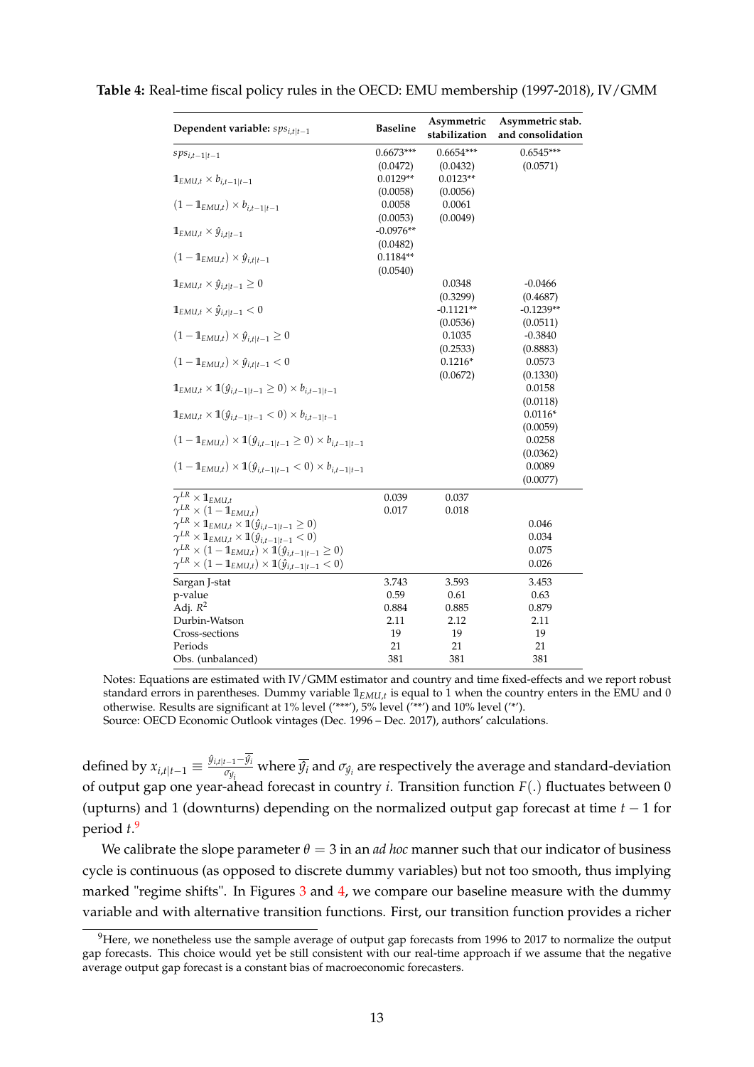**Table 4:** Real-time fiscal policy rules in the OECD: EMU membership (1997-2018), IV/GMM

| Dependent variable: $sps_{i,t\|t-1}$ | Baseline | Asymmetric stabilization | Asymmetric stab. and consolidation |
|---|---|---|---|
| $sps_{i,t-1\|t-1}$ | 0.6673*** | 0.6654*** | 0.6545*** |
| | (0.0472) | (0.0432) | (0.0571) |
| $\mathbb{1}_{EMU,t} \times b_{i,t-1\|t-1}$ | 0.0129** | 0.0123** | |
| | (0.0058) | (0.0056) | |
| $(1-\mathbb{1}_{EMU,t}) \times b_{i,t-1\|t-1}$ | 0.0058 | 0.0061 | |
| | (0.0053) | (0.0049) | |
| $\mathbb{1}_{EMU,t} \times \hat{y}_{i,t\|t-1}$ | -0.0976** | | |
| | (0.0482) | | |
| $(1-\mathbb{1}_{EMU,t}) \times \hat{y}_{i,t\|t-1}$ | 0.1184** | | |
| | (0.0540) | | |
| $\mathbb{1}_{EMU,t} \times \hat{y}_{i,t\|t-1} \geq 0$ | | 0.0348 | -0.0466 |
| | | (0.3299) | (0.4687) |
| $\mathbb{1}_{EMU,t} \times \hat{y}_{i,t\|t-1} < 0$ | | -0.1121** | -0.1239** |
| | | (0.0536) | (0.0511) |
| $(1-\mathbb{1}_{EMU,t}) \times \hat{y}_{i,t\|t-1} \geq 0$ | | 0.1035 | -0.3840 |
| | | (0.2533) | (0.8883) |
| $(1-\mathbb{1}_{EMU,t}) \times \hat{y}_{i,t\|t-1} < 0$ | | 0.1216* | 0.0573 |
| | | (0.0672) | (0.1330) |
| $\mathbb{1}_{EMU,t} \times \mathbb{1}(\hat{y}_{i,t-1\|t-1} \geq 0) \times b_{i,t-1\|t-1}$ | | | 0.0158 |
| | | | (0.0118) |
| $\mathbb{1}_{EMU,t} \times \mathbb{1}(\hat{y}_{i,t-1\|t-1} < 0) \times b_{i,t-1\|t-1}$ | | | 0.0116* |
| | | | (0.0059) |
| $(1-\mathbb{1}_{EMU,t}) \times \mathbb{1}(\hat{y}_{i,t-1\|t-1} \geq 0) \times b_{i,t-1\|t-1}$ | | | 0.0258 |
| | | | (0.0362) |
| $(1-\mathbb{1}_{EMU,t}) \times \mathbb{1}(\hat{y}_{i,t-1\|t-1} < 0) \times b_{i,t-1\|t-1}$ | | | 0.0089 |
| | | | (0.0077) |
| $\gamma^{LR} \times \mathbb{1}_{EMU,t}$ | 0.039 | 0.037 | |
| $\gamma^{LR} \times (1-\mathbb{1}_{EMU,t})$ | 0.017 | 0.018 | |
| $\gamma^{LR} \times \mathbb{1}_{EMU,t} \times \mathbb{1}(\hat{y}_{i,t-1\|t-1} \geq 0)$ | | | 0.046 |
| $\gamma^{LR} \times \mathbb{1}_{EMU,t} \times \mathbb{1}(\hat{y}_{i,t-1\|t-1} < 0)$ | | | 0.034 |
| $\gamma^{LR} \times (1-\mathbb{1}_{EMU,t}) \times \mathbb{1}(\hat{y}_{i,t-1\|t-1} \geq 0)$ | | | 0.075 |
| $\gamma^{LR} \times (1-\mathbb{1}_{EMU,t}) \times \mathbb{1}(\hat{y}_{i,t-1\|t-1} < 0)$ | | | 0.026 |
| Sargan J-stat | 3.743 | 3.593 | 3.453 |
| p-value | 0.59 | 0.61 | 0.63 |
| Adj. $R^2$ | 0.884 | 0.885 | 0.879 |
| Durbin-Watson | 2.11 | 2.12 | 2.11 |
| Cross-sections | 19 | 19 | 19 |
| Periods | 21 | 21 | 21 |
| Obs. (unbalanced) | 381 | 381 | 381 |

Notes: Equations are estimated with IV/GMM estimator and country and time fixed-effects and we report robust standard errors in parentheses. Dummy variable $\mathbb{1}_{EMU,t}$ is equal to 1 when the country enters in the EMU and 0 otherwise. Results are significant at 1% level ('***'), 5% level ('**') and 10% level ('*').
Source: OECD Economic Outlook vintages (Dec. 1996 – Dec. 2017), authors' calculations.

defined by $x_{i,t|t-1} \equiv \frac{\hat{y}_{i,t|t-1} - \overline{\hat{y}_i}}{\sigma_{\hat{y}_i}}$ where $\overline{\hat{y}_i}$ and $\sigma_{\hat{y}_i}$ are respectively the average and standard-deviation of output gap one year-ahead forecast in country $i$. Transition function $F(.)$ fluctuates between 0 (upturns) and 1 (downturns) depending on the normalized output gap forecast at time $t-1$ for period $t$.[9]

We calibrate the slope parameter $\theta = 3$ in an *ad hoc* manner such that our indicator of business cycle is continuous (as opposed to discrete dummy variables) but not too smooth, thus implying marked "regime shifts". In Figures 3 and 4, we compare our baseline measure with the dummy variable and with alternative transition functions. First, our transition function provides a richer

[9] Here, we nonetheless use the sample average of output gap forecasts from 1996 to 2017 to normalize the output gap forecasts. This choice would yet be still consistent with our real-time approach if we assume that the negative average output gap forecast is a constant bias of macroeconomic forecasters.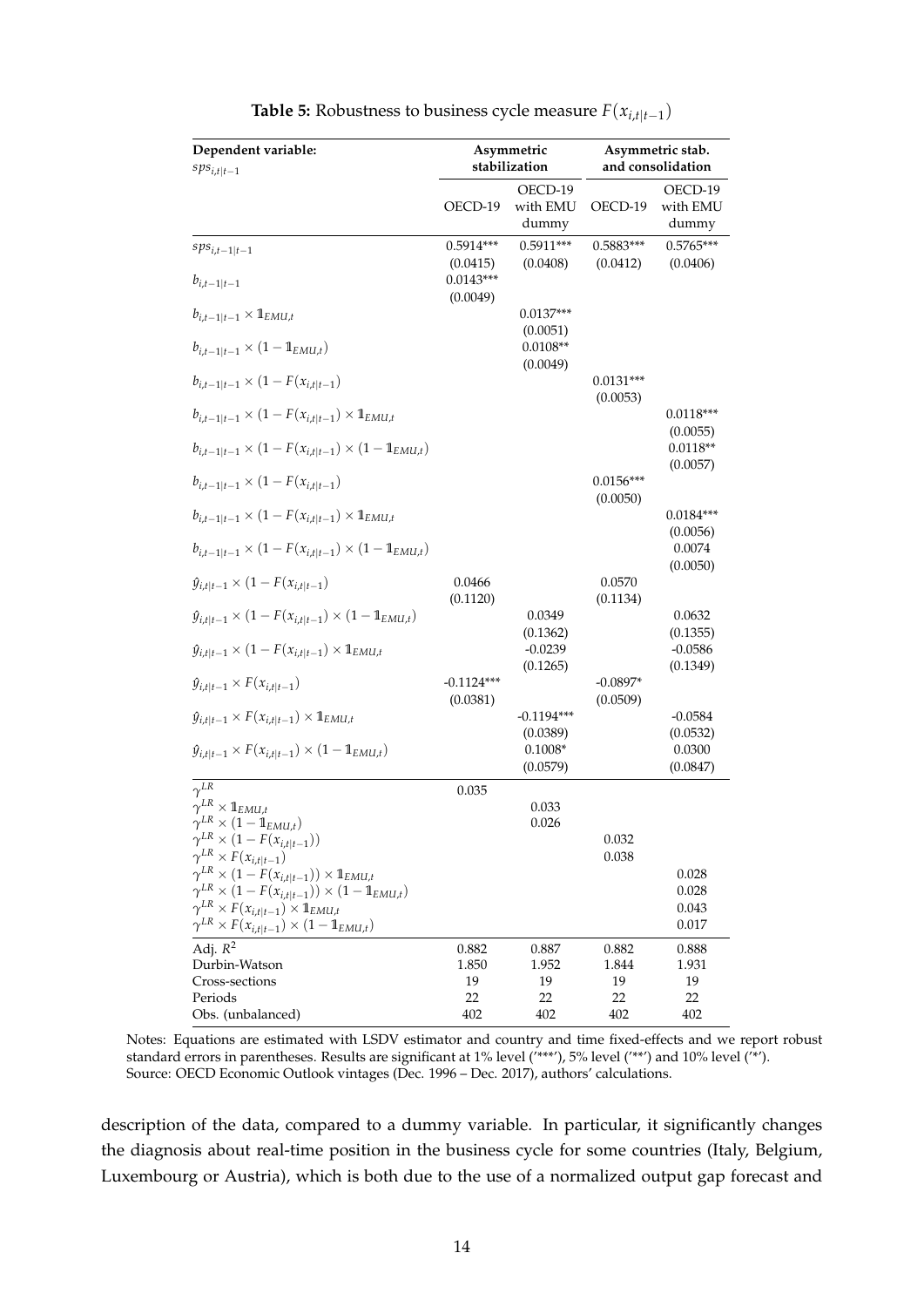**Table 5:** Robustness to business cycle measure $F(x_{i,t|t-1})$

| Dependent variable: $sps_{i,t\|t-1}$ | Asymmetric stabilization | | Asymmetric stab. and consolidation | |
|---|---|---|---|---|
| | OECD-19 | OECD-19 with EMU dummy | OECD-19 | OECD-19 with EMU dummy |
| $sps_{i,t-1\|t-1}$ | 0.5914*** | 0.5911*** | 0.5883*** | 0.5765*** |
| | (0.0415) | (0.0408) | (0.0412) | (0.0406) |
| $b_{i,t-1\|t-1}$ | 0.0143*** | | | |
| | (0.0049) | | | |
| $b_{i,t-1\|t-1} \times \mathbb{1}_{EMU,t}$ | | 0.0137*** | | |
| | | (0.0051) | | |
| $b_{i,t-1\|t-1} \times (1 - \mathbb{1}_{EMU,t})$ | | 0.0108** | | |
| | | (0.0049) | | |
| $b_{i,t-1\|t-1} \times (1 - F(x_{i,t\|t-1})$ | | | 0.0131*** | |
| | | | (0.0053) | |
| $b_{i,t-1\|t-1} \times (1 - F(x_{i,t\|t-1}) \times \mathbb{1}_{EMU,t}$ | | | | 0.0118*** |
| | | | | (0.0055) |
| $b_{i,t-1\|t-1} \times (1 - F(x_{i,t\|t-1}) \times (1 - \mathbb{1}_{EMU,t})$ | | | | 0.0118** |
| | | | | (0.0057) |
| $b_{i,t-1\|t-1} \times (1 - F(x_{i,t\|t-1})$ | | | 0.0156*** | |
| | | | (0.0050) | |
| $b_{i,t-1\|t-1} \times (1 - F(x_{i,t\|t-1}) \times \mathbb{1}_{EMU,t}$ | | | | 0.0184*** |
| | | | | (0.0056) |
| $b_{i,t-1\|t-1} \times (1 - F(x_{i,t\|t-1}) \times (1 - \mathbb{1}_{EMU,t})$ | | | | 0.0074 |
| | | | | (0.0050) |
| $\hat{y}_{i,t\|t-1} \times (1 - F(x_{i,t\|t-1})$ | 0.0466 | | 0.0570 | |
| | (0.1120) | | (0.1134) | |
| $\hat{y}_{i,t\|t-1} \times (1 - F(x_{i,t\|t-1}) \times (1 - \mathbb{1}_{EMU,t})$ | | 0.0349 | | 0.0632 |
| | | (0.1362) | | (0.1355) |
| $\hat{y}_{i,t\|t-1} \times (1 - F(x_{i,t\|t-1}) \times \mathbb{1}_{EMU,t}$ | | -0.0239 | | -0.0586 |
| | | (0.1265) | | (0.1349) |
| $\hat{y}_{i,t\|t-1} \times F(x_{i,t\|t-1})$ | -0.1124*** | | -0.0897* | |
| | (0.0381) | | (0.0509) | |
| $\hat{y}_{i,t\|t-1} \times F(x_{i,t\|t-1}) \times \mathbb{1}_{EMU,t}$ | | -0.1194*** | | -0.0584 |
| | | (0.0389) | | (0.0532) |
| $\hat{y}_{i,t\|t-1} \times F(x_{i,t\|t-1}) \times (1 - \mathbb{1}_{EMU,t})$ | | 0.1008* | | 0.0300 |
| | | (0.0579) | | (0.0847) |
| $\gamma^{LR}$ | 0.035 | | | |
| $\gamma^{LR} \times \mathbb{1}_{EMU,t}$ | | 0.033 | | |
| $\gamma^{LR} \times (1 - \mathbb{1}_{EMU,t})$ | | 0.026 | | |
| $\gamma^{LR} \times (1 - F(x_{i,t\|t-1}))$ | | | 0.032 | |
| $\gamma^{LR} \times F(x_{i,t\|t-1})$ | | | 0.038 | |
| $\gamma^{LR} \times (1 - F(x_{i,t\|t-1})) \times \mathbb{1}_{EMU,t}$ | | | | 0.028 |
| $\gamma^{LR} \times (1 - F(x_{i,t\|t-1})) \times (1 - \mathbb{1}_{EMU,t})$ | | | | 0.028 |
| $\gamma^{LR} \times F(x_{i,t\|t-1}) \times \mathbb{1}_{EMU,t}$ | | | | 0.043 |
| $\gamma^{LR} \times F(x_{i,t\|t-1}) \times (1 - \mathbb{1}_{EMU,t})$ | | | | 0.017 |
| Adj. $R^2$ | 0.882 | 0.887 | 0.882 | 0.888 |
| Durbin-Watson | 1.850 | 1.952 | 1.844 | 1.931 |
| Cross-sections | 19 | 19 | 19 | 19 |
| Periods | 22 | 22 | 22 | 22 |
| Obs. (unbalanced) | 402 | 402 | 402 | 402 |

Notes: Equations are estimated with LSDV estimator and country and time fixed-effects and we report robust standard errors in parentheses. Results are significant at 1% level ('***'), 5% level ('**') and 10% level ('*').
Source: OECD Economic Outlook vintages (Dec. 1996 – Dec. 2017), authors' calculations.

description of the data, compared to a dummy variable. In particular, it significantly changes the diagnosis about real-time position in the business cycle for some countries (Italy, Belgium, Luxembourg or Austria), which is both due to the use of a normalized output gap forecast and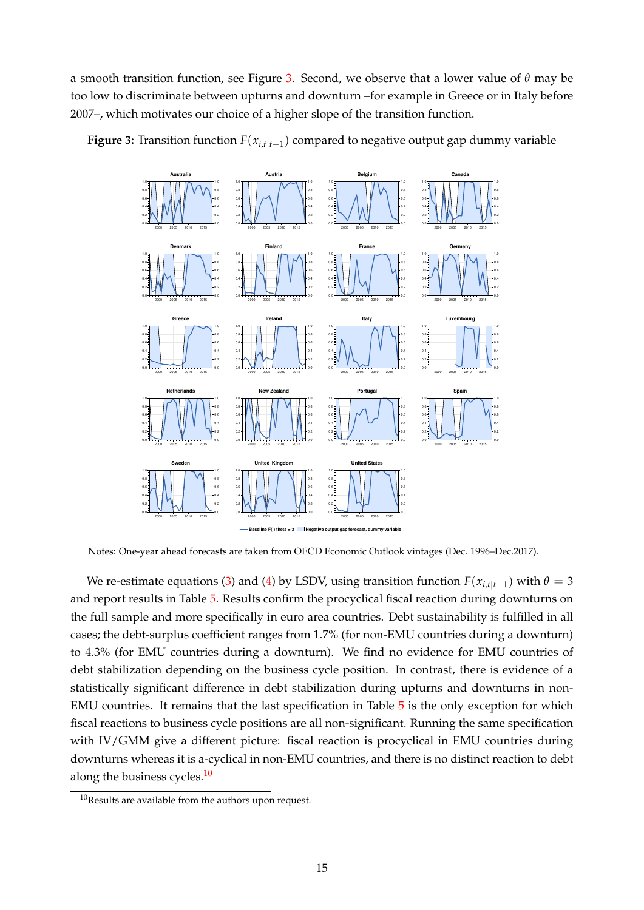a smooth transition function, see Figure 3. Second, we observe that a lower value of $\theta$ may be too low to discriminate between upturns and downturn –for example in Greece or in Italy before 2007–, which motivates our choice of a higher slope of the transition function.

**Figure 3:** Transition function $F(x_{i,t|t-1})$ compared to negative output gap dummy variable

Notes: One-year ahead forecasts are taken from OECD Economic Outlook vintages (Dec. 1996–Dec.2017).

We re-estimate equations (3) and (4) by LSDV, using transition function $F(x_{i,t|t-1})$ with $\theta = 3$ and report results in Table 5. Results confirm the procyclical fiscal reaction during downturns on the full sample and more specifically in euro area countries. Debt sustainability is fulfilled in all cases; the debt-surplus coefficient ranges from 1.7% (for non-EMU countries during a downturn) to 4.3% (for EMU countries during a downturn). We find no evidence for EMU countries of debt stabilization depending on the business cycle position. In contrast, there is evidence of a statistically significant difference in debt stabilization during upturns and downturns in non-EMU countries. It remains that the last specification in Table 5 is the only exception for which fiscal reactions to business cycle positions are all non-significant. Running the same specification with IV/GMM give a different picture: fiscal reaction is procyclical in EMU countries during downturns whereas it is a-cyclical in non-EMU countries, and there is no distinct reaction to debt along the business cycles.[10]

[10]Results are available from the authors upon request.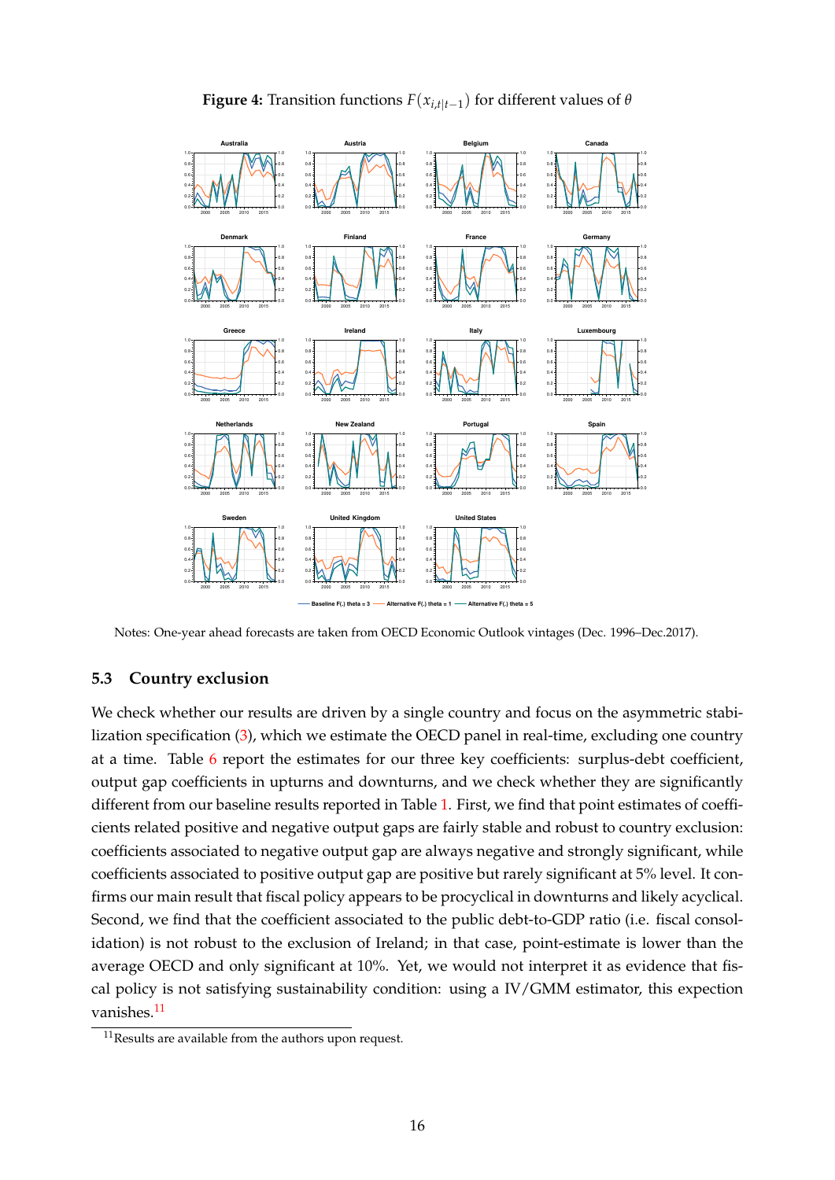**Figure 4:** Transition functions $F(x_{i,t|t-1})$ for different values of $\theta$

Notes: One-year ahead forecasts are taken from OECD Economic Outlook vintages (Dec. 1996–Dec.2017).

### 5.3 Country exclusion

We check whether our results are driven by a single country and focus on the asymmetric stabilization specification (3), which we estimate the OECD panel in real-time, excluding one country at a time. Table 6 report the estimates for our three key coefficients: surplus-debt coefficient, output gap coefficients in upturns and downturns, and we check whether they are significantly different from our baseline results reported in Table 1. First, we find that point estimates of coefficients related positive and negative output gaps are fairly stable and robust to country exclusion: coefficients associated to negative output gap are always negative and strongly significant, while coefficients associated to positive output gap are positive but rarely significant at 5% level. It confirms our main result that fiscal policy appears to be procyclical in downturns and likely acyclical. Second, we find that the coefficient associated to the public debt-to-GDP ratio (i.e. fiscal consolidation) is not robust to the exclusion of Ireland; in that case, point-estimate is lower than the average OECD and only significant at 10%. Yet, we would not interpret it as evidence that fiscal policy is not satisfying sustainability condition: using a IV/GMM estimator, this expection vanishes.[11]

[11] Results are available from the authors upon request.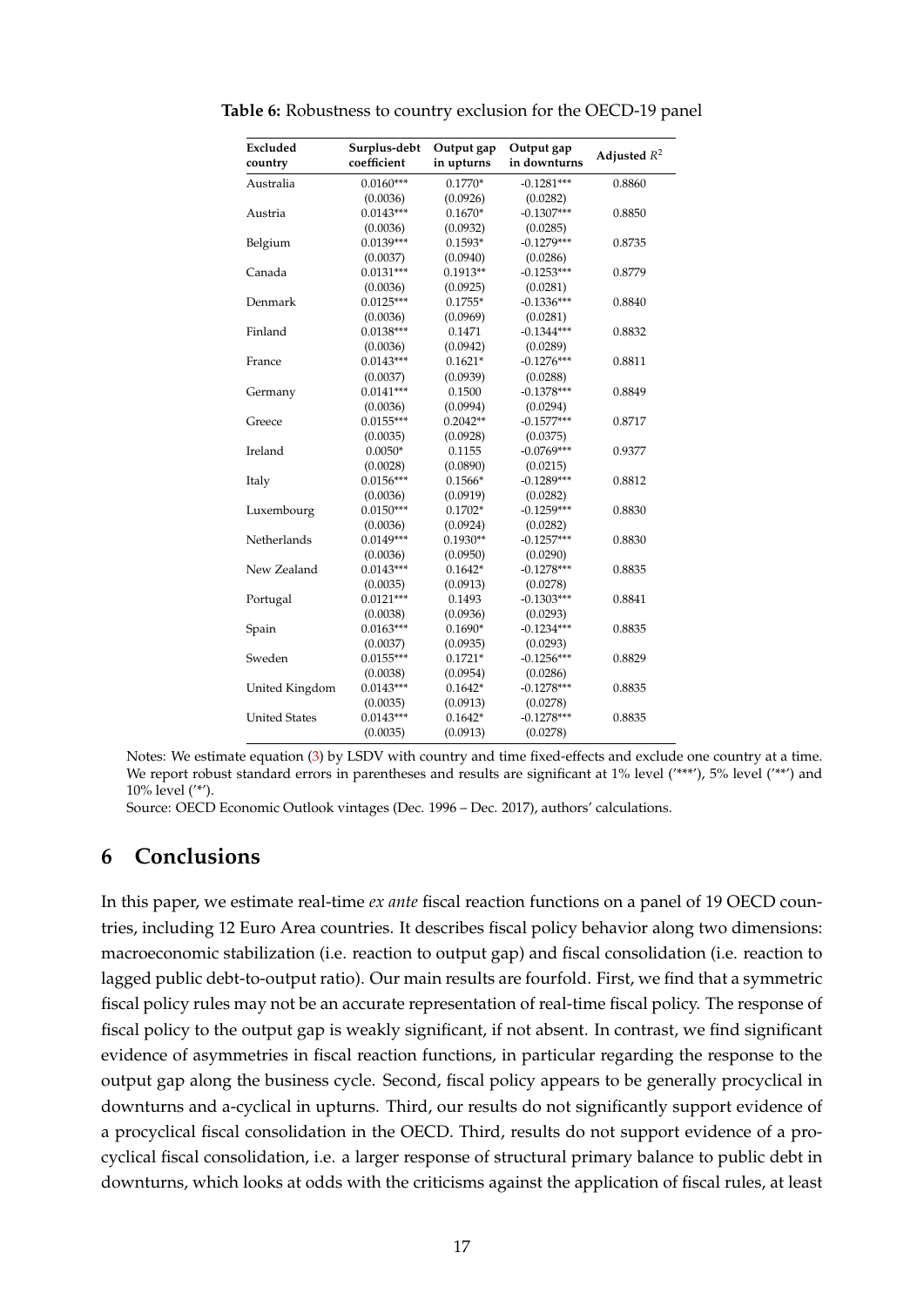**Table 6:** Robustness to country exclusion for the OECD-19 panel

| Excluded country | Surplus-debt coefficient | Output gap in upturns | Output gap in downturns | Adjusted $R^2$ |
|---|---|---|---|---|
| Australia | 0.0160*** | 0.1770* | -0.1281*** | 0.8860 |
| | (0.0036) | (0.0926) | (0.0282) | |
| Austria | 0.0143*** | 0.1670* | -0.1307*** | 0.8850 |
| | (0.0036) | (0.0932) | (0.0285) | |
| Belgium | 0.0139*** | 0.1593* | -0.1279*** | 0.8735 |
| | (0.0037) | (0.0940) | (0.0286) | |
| Canada | 0.0131*** | 0.1913** | -0.1253*** | 0.8779 |
| | (0.0036) | (0.0925) | (0.0281) | |
| Denmark | 0.0125*** | 0.1755* | -0.1336*** | 0.8840 |
| | (0.0036) | (0.0969) | (0.0281) | |
| Finland | 0.0138*** | 0.1471 | -0.1344*** | 0.8832 |
| | (0.0036) | (0.0942) | (0.0289) | |
| France | 0.0143*** | 0.1621* | -0.1276*** | 0.8811 |
| | (0.0037) | (0.0939) | (0.0288) | |
| Germany | 0.0141*** | 0.1500 | -0.1378*** | 0.8849 |
| | (0.0036) | (0.0994) | (0.0294) | |
| Greece | 0.0155*** | 0.2042** | -0.1577*** | 0.8717 |
| | (0.0035) | (0.0928) | (0.0375) | |
| Ireland | 0.0050* | 0.1155 | -0.0769*** | 0.9377 |
| | (0.0028) | (0.0890) | (0.0215) | |
| Italy | 0.0156*** | 0.1566* | -0.1289*** | 0.8812 |
| | (0.0036) | (0.0919) | (0.0282) | |
| Luxembourg | 0.0150*** | 0.1702* | -0.1259*** | 0.8830 |
| | (0.0036) | (0.0924) | (0.0282) | |
| Netherlands | 0.0149*** | 0.1930** | -0.1257*** | 0.8830 |
| | (0.0036) | (0.0950) | (0.0290) | |
| New Zealand | 0.0143*** | 0.1642* | -0.1278*** | 0.8835 |
| | (0.0035) | (0.0913) | (0.0278) | |
| Portugal | 0.0121*** | 0.1493 | -0.1303*** | 0.8841 |
| | (0.0038) | (0.0936) | (0.0293) | |
| Spain | 0.0163*** | 0.1690* | -0.1234*** | 0.8835 |
| | (0.0037) | (0.0935) | (0.0293) | |
| Sweden | 0.0155*** | 0.1721* | -0.1256*** | 0.8829 |
| | (0.0038) | (0.0954) | (0.0286) | |
| United Kingdom | 0.0143*** | 0.1642* | -0.1278*** | 0.8835 |
| | (0.0035) | (0.0913) | (0.0278) | |
| United States | 0.0143*** | 0.1642* | -0.1278*** | 0.8835 |
| | (0.0035) | (0.0913) | (0.0278) | |

Notes: We estimate equation (3) by LSDV with country and time fixed-effects and exclude one country at a time. We report robust standard errors in parentheses and results are significant at 1% level ('***'), 5% level ('**') and 10% level ('*').

Source: OECD Economic Outlook vintages (Dec. 1996 – Dec. 2017), authors' calculations.

# 6 Conclusions

In this paper, we estimate real-time *ex ante* fiscal reaction functions on a panel of 19 OECD countries, including 12 Euro Area countries. It describes fiscal policy behavior along two dimensions: macroeconomic stabilization (i.e. reaction to output gap) and fiscal consolidation (i.e. reaction to lagged public debt-to-output ratio). Our main results are fourfold. First, we find that a symmetric fiscal policy rules may not be an accurate representation of real-time fiscal policy. The response of fiscal policy to the output gap is weakly significant, if not absent. In contrast, we find significant evidence of asymmetries in fiscal reaction functions, in particular regarding the response to the output gap along the business cycle. Second, fiscal policy appears to be generally procyclical in downturns and a-cyclical in upturns. Third, our results do not significantly support evidence of a procyclical fiscal consolidation in the OECD. Third, results do not support evidence of a procyclical fiscal consolidation, i.e. a larger response of structural primary balance to public debt in downturns, which looks at odds with the criticisms against the application of fiscal rules, at least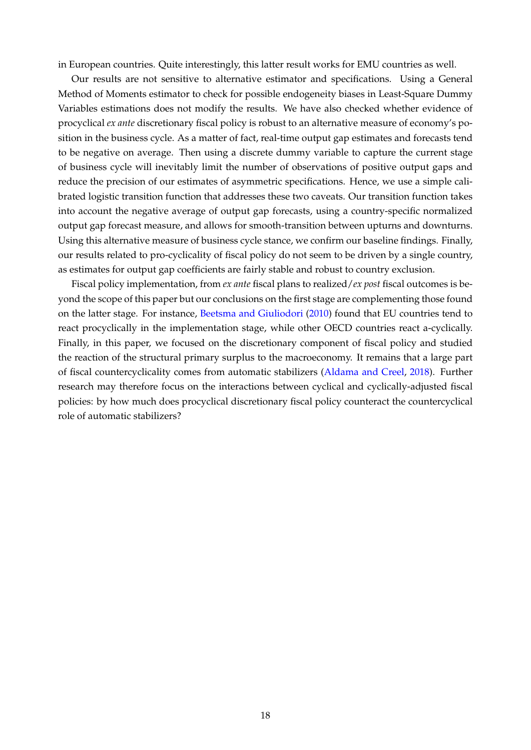in European countries. Quite interestingly, this latter result works for EMU countries as well.

Our results are not sensitive to alternative estimator and specifications. Using a General Method of Moments estimator to check for possible endogeneity biases in Least-Square Dummy Variables estimations does not modify the results. We have also checked whether evidence of procyclical *ex ante* discretionary fiscal policy is robust to an alternative measure of economy's position in the business cycle. As a matter of fact, real-time output gap estimates and forecasts tend to be negative on average. Then using a discrete dummy variable to capture the current stage of business cycle will inevitably limit the number of observations of positive output gaps and reduce the precision of our estimates of asymmetric specifications. Hence, we use a simple calibrated logistic transition function that addresses these two caveats. Our transition function takes into account the negative average of output gap forecasts, using a country-specific normalized output gap forecast measure, and allows for smooth-transition between upturns and downturns. Using this alternative measure of business cycle stance, we confirm our baseline findings. Finally, our results related to pro-cyclicality of fiscal policy do not seem to be driven by a single country, as estimates for output gap coefficients are fairly stable and robust to country exclusion.

Fiscal policy implementation, from *ex ante* fiscal plans to realized/*ex post* fiscal outcomes is beyond the scope of this paper but our conclusions on the first stage are complementing those found on the latter stage. For instance, Beetsma and Giuliodori (2010) found that EU countries tend to react procyclically in the implementation stage, while other OECD countries react a-cyclically. Finally, in this paper, we focused on the discretionary component of fiscal policy and studied the reaction of the structural primary surplus to the macroeconomy. It remains that a large part of fiscal countercyclicality comes from automatic stabilizers (Aldama and Creel, 2018). Further research may therefore focus on the interactions between cyclical and cyclically-adjusted fiscal policies: by how much does procyclical discretionary fiscal policy counteract the countercyclical role of automatic stabilizers?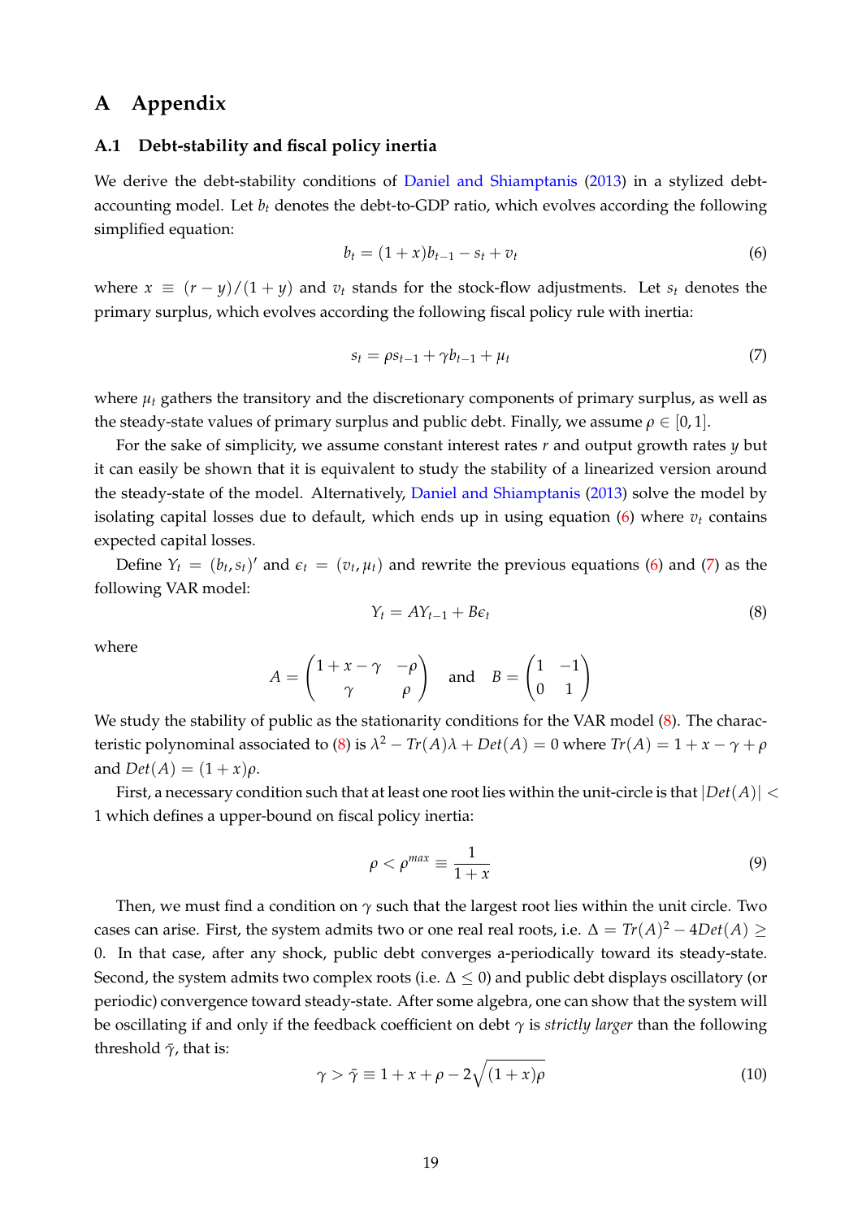# A Appendix

## A.1 Debt-stability and fiscal policy inertia

We derive the debt-stability conditions of Daniel and Shiamptanis (2013) in a stylized debt-accounting model. Let $b_t$ denotes the debt-to-GDP ratio, which evolves according the following simplified equation:

$$b_t = (1+x)b_{t-1} - s_t + v_t \tag{6}$$

where $x \equiv (r-y)/(1+y)$ and $v_t$ stands for the stock-flow adjustments. Let $s_t$ denotes the primary surplus, which evolves according the following fiscal policy rule with inertia:

$$s_t = \rho s_{t-1} + \gamma b_{t-1} + \mu_t \tag{7}$$

where $\mu_t$ gathers the transitory and the discretionary components of primary surplus, as well as the steady-state values of primary surplus and public debt. Finally, we assume $\rho \in [0,1]$.

For the sake of simplicity, we assume constant interest rates $r$ and output growth rates $y$ but it can easily be shown that it is equivalent to study the stability of a linearized version around the steady-state of the model. Alternatively, Daniel and Shiamptanis (2013) solve the model by isolating capital losses due to default, which ends up in using equation (6) where $v_t$ contains expected capital losses.

Define $Y_t = (b_t, s_t)'$ and $\epsilon_t = (v_t, \mu_t)$ and rewrite the previous equations (6) and (7) as the following VAR model:

$$Y_t = AY_{t-1} + B\epsilon_t \tag{8}$$

where

$$A = \begin{pmatrix} 1+x-\gamma & -\rho \\ \gamma & \rho \end{pmatrix} \quad \text{and} \quad B = \begin{pmatrix} 1 & -1 \\ 0 & 1 \end{pmatrix}$$

We study the stability of public as the stationarity conditions for the VAR model (8). The characteristic polynominal associated to (8) is $\lambda^2 - Tr(A)\lambda + Det(A) = 0$ where $Tr(A) = 1 + x - \gamma + \rho$ and $Det(A) = (1+x)\rho$.

First, a necessary condition such that at least one root lies within the unit-circle is that $|Det(A)| < 1$ which defines a upper-bound on fiscal policy inertia:

$$\rho < \rho^{max} \equiv \frac{1}{1+x} \tag{9}$$

Then, we must find a condition on $\gamma$ such that the largest root lies within the unit circle. Two cases can arise. First, the system admits two or one real real roots, i.e. $\Delta = Tr(A)^2 - 4Det(A) \geq 0$. In that case, after any shock, public debt converges a-periodically toward its steady-state. Second, the system admits two complex roots (i.e. $\Delta \leq 0$) and public debt displays oscillatory (or periodic) convergence toward steady-state. After some algebra, one can show that the system will be oscillating if and only if the feedback coefficient on debt $\gamma$ is *strictly larger* than the following threshold $\bar{\gamma}$, that is:

$$\gamma > \bar{\gamma} \equiv 1 + x + \rho - 2\sqrt{(1+x)\rho} \tag{10}$$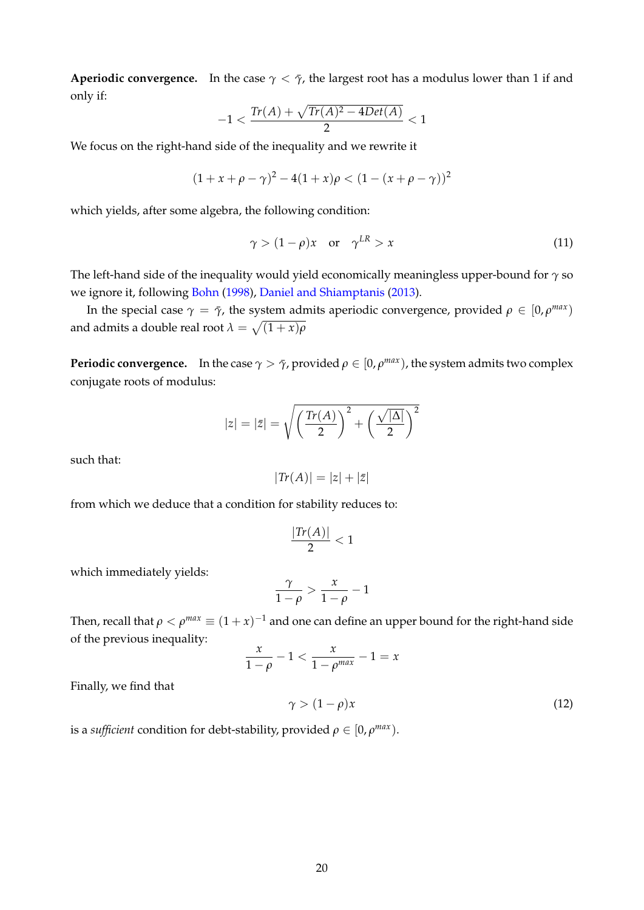**Aperiodic convergence.** In the case $\gamma < \bar{\gamma}$, the largest root has a modulus lower than 1 if and only if:

$$-1 < \frac{Tr(A) + \sqrt{Tr(A)^2 - 4Det(A)}}{2} < 1$$

We focus on the right-hand side of the inequality and we rewrite it

$$(1 + x + \rho - \gamma)^2 - 4(1 + x)\rho < (1 - (x + \rho - \gamma))^2$$

which yields, after some algebra, the following condition:

$$\gamma > (1 - \rho)x \quad \text{or} \quad \gamma^{LR} > x \tag{11}$$

The left-hand side of the inequality would yield economically meaningless upper-bound for $\gamma$ so we ignore it, following Bohn (1998), Daniel and Shiamptanis (2013).

In the special case $\gamma = \bar{\gamma}$, the system admits aperiodic convergence, provided $\rho \in [0, \rho^{max})$ and admits a double real root $\lambda = \sqrt{(1 + x)\rho}$

**Periodic convergence.** In the case $\gamma > \bar{\gamma}$, provided $\rho \in [0, \rho^{max})$, the system admits two complex conjugate roots of modulus:

$$|z| = |\bar{z}| = \sqrt{\left(\frac{Tr(A)}{2}\right)^2 + \left(\frac{\sqrt{|\Delta|}}{2}\right)^2}$$

such that:

$$|Tr(A)| = |z| + |\bar{z}|$$

from which we deduce that a condition for stability reduces to:

$$\frac{|Tr(A)|}{2} < 1$$

which immediately yields:

$$\frac{\gamma}{1 - \rho} > \frac{x}{1 - \rho} - 1$$

Then, recall that $\rho < \rho^{max} \equiv (1 + x)^{-1}$ and one can define an upper bound for the right-hand side of the previous inequality:

$$\frac{x}{1 - \rho} - 1 < \frac{x}{1 - \rho^{max}} - 1 = x$$

Finally, we find that

$$\gamma > (1 - \rho)x \tag{12}$$

is a *sufficient* condition for debt-stability, provided $\rho \in [0, \rho^{max})$.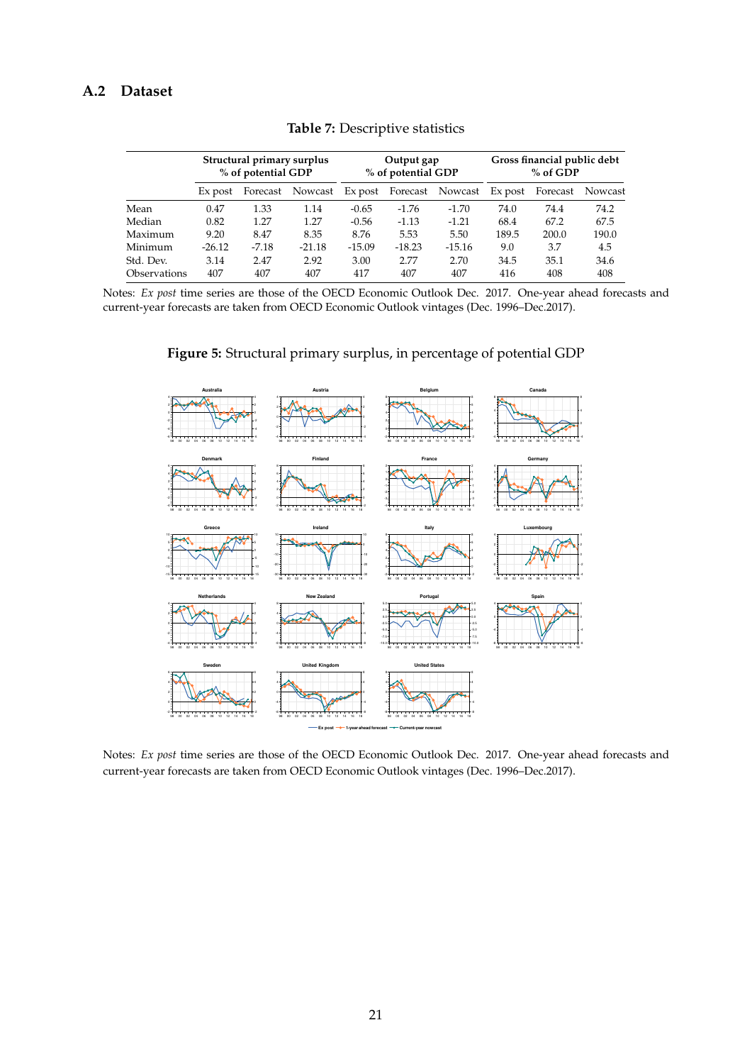## A.2 Dataset

**Table 7:** Descriptive statistics

| | Structural primary surplus % of potential GDP | | | Output gap % of potential GDP | | | Gross financial public debt % of GDP | | |
|---|---|---|---|---|---|---|---|---|---|
| | Ex post | Forecast | Nowcast | Ex post | Forecast | Nowcast | Ex post | Forecast | Nowcast |
| Mean | 0.47 | 1.33 | 1.14 | -0.65 | -1.76 | -1.70 | 74.0 | 74.4 | 74.2 |
| Median | 0.82 | 1.27 | 1.27 | -0.56 | -1.13 | -1.21 | 68.4 | 67.2 | 67.5 |
| Maximum | 9.20 | 8.47 | 8.35 | 8.76 | 5.53 | 5.50 | 189.5 | 200.0 | 190.0 |
| Minimum | -26.12 | -7.18 | -21.18 | -15.09 | -18.23 | -15.16 | 9.0 | 3.7 | 4.5 |
| Std. Dev. | 3.14 | 2.47 | 2.92 | 3.00 | 2.77 | 2.70 | 34.5 | 35.1 | 34.6 |
| Observations | 407 | 407 | 407 | 417 | 407 | 407 | 416 | 408 | 408 |

Notes: *Ex post* time series are those of the OECD Economic Outlook Dec. 2017. One-year ahead forecasts and current-year forecasts are taken from OECD Economic Outlook vintages (Dec. 1996–Dec.2017).

**Figure 5:** Structural primary surplus, in percentage of potential GDP

Notes: *Ex post* time series are those of the OECD Economic Outlook Dec. 2017. One-year ahead forecasts and current-year forecasts are taken from OECD Economic Outlook vintages (Dec. 1996–Dec.2017).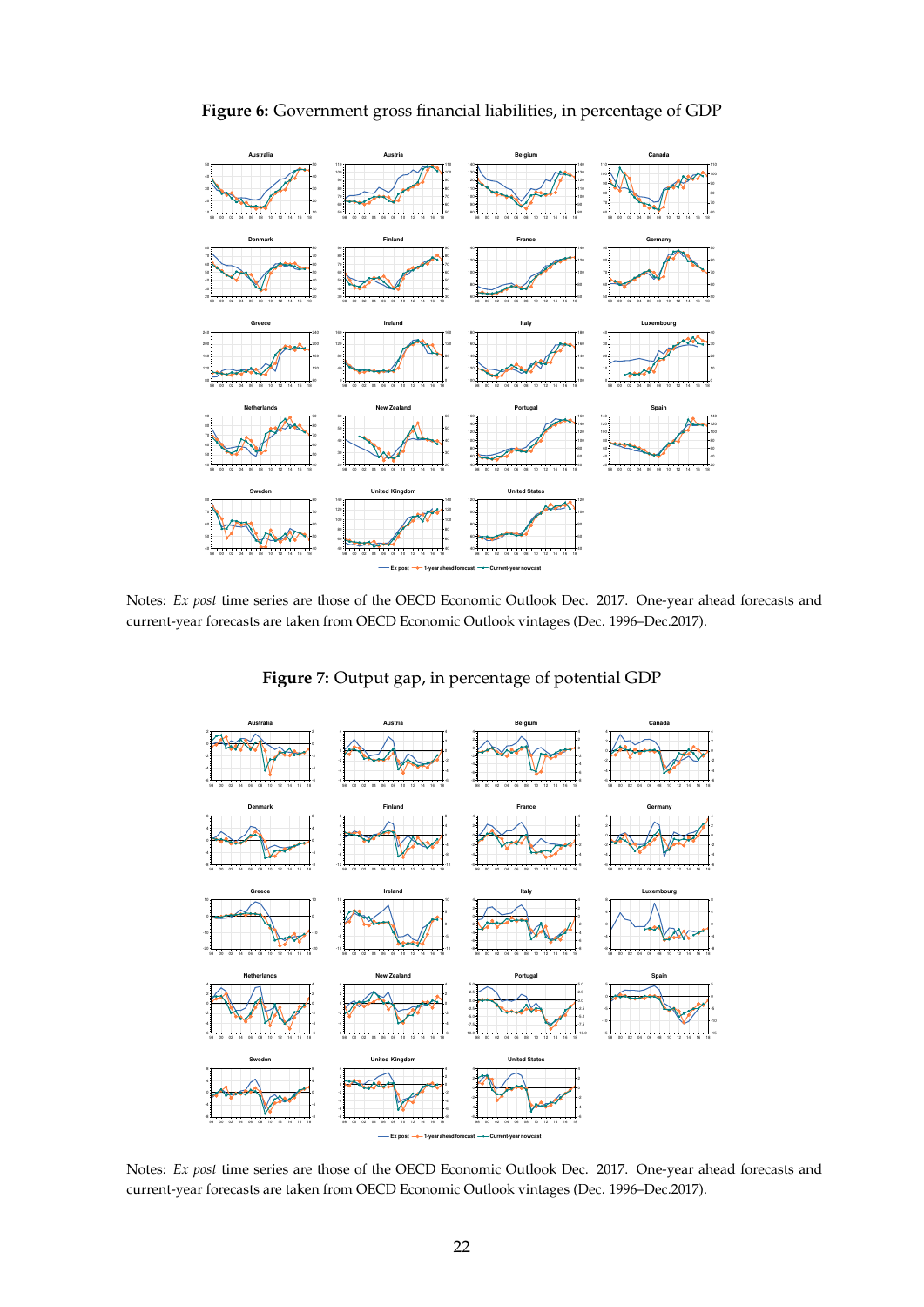**Figure 6:** Government gross financial liabilities, in percentage of GDP

Notes: *Ex post* time series are those of the OECD Economic Outlook Dec. 2017. One-year ahead forecasts and current-year forecasts are taken from OECD Economic Outlook vintages (Dec. 1996–Dec.2017).

**Figure 7:** Output gap, in percentage of potential GDP

Notes: *Ex post* time series are those of the OECD Economic Outlook Dec. 2017. One-year ahead forecasts and current-year forecasts are taken from OECD Economic Outlook vintages (Dec. 1996–Dec.2017).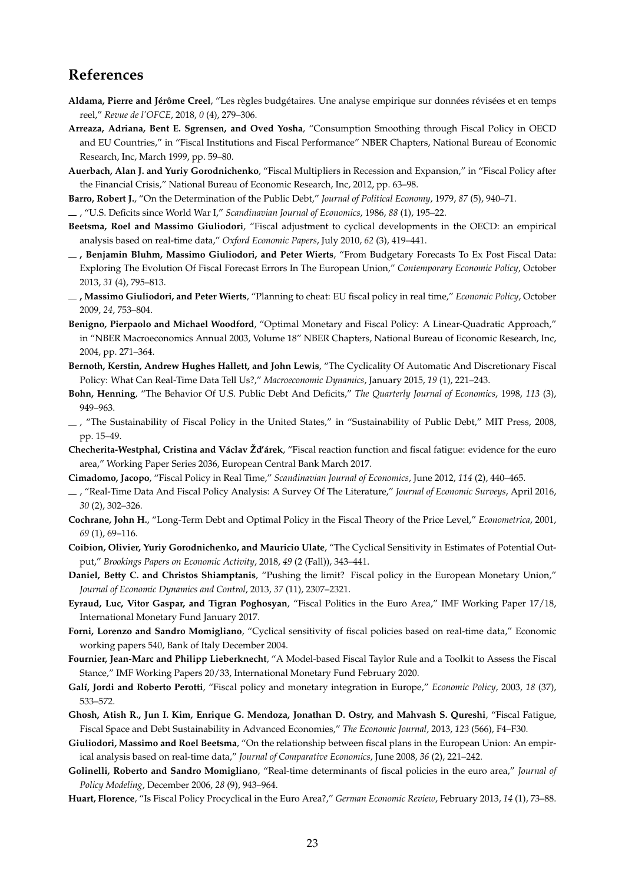# References

**Aldama, Pierre and Jérôme Creel**, "Les règles budgétaires. Une analyse empirique sur données révisées et en temps reel," *Revue de l'OFCE*, 2018, *0* (4), 279–306.

**Arreaza, Adriana, Bent E. Sgrensen, and Oved Yosha**, "Consumption Smoothing through Fiscal Policy in OECD and EU Countries," in "Fiscal Institutions and Fiscal Performance" NBER Chapters, National Bureau of Economic Research, Inc, March 1999, pp. 59–80.

**Auerbach, Alan J. and Yuriy Gorodnichenko**, "Fiscal Multipliers in Recession and Expansion," in "Fiscal Policy after the Financial Crisis," National Bureau of Economic Research, Inc, 2012, pp. 63–98.

**Barro, Robert J.**, "On the Determination of the Public Debt," *Journal of Political Economy*, 1979, *87* (5), 940–71.

__ , "U.S. Deficits since World War I," *Scandinavian Journal of Economics*, 1986, *88* (1), 195–22.

**Beetsma, Roel and Massimo Giuliodori**, "Fiscal adjustment to cyclical developments in the OECD: an empirical analysis based on real-time data," *Oxford Economic Papers*, July 2010, *62* (3), 419–441.

__ **, Benjamin Bluhm, Massimo Giuliodori, and Peter Wierts**, "From Budgetary Forecasts To Ex Post Fiscal Data: Exploring The Evolution Of Fiscal Forecast Errors In The European Union," *Contemporary Economic Policy*, October 2013, *31* (4), 795–813.

__ **, Massimo Giuliodori, and Peter Wierts**, "Planning to cheat: EU fiscal policy in real time," *Economic Policy*, October 2009, *24*, 753–804.

**Benigno, Pierpaolo and Michael Woodford**, "Optimal Monetary and Fiscal Policy: A Linear-Quadratic Approach," in "NBER Macroeconomics Annual 2003, Volume 18" NBER Chapters, National Bureau of Economic Research, Inc, 2004, pp. 271–364.

**Bernoth, Kerstin, Andrew Hughes Hallett, and John Lewis**, "The Cyclicality Of Automatic And Discretionary Fiscal Policy: What Can Real-Time Data Tell Us?," *Macroeconomic Dynamics*, January 2015, *19* (1), 221–243.

**Bohn, Henning**, "The Behavior Of U.S. Public Debt And Deficits," *The Quarterly Journal of Economics*, 1998, *113* (3), 949–963.

__ , "The Sustainability of Fiscal Policy in the United States," in "Sustainability of Public Debt," MIT Press, 2008, pp. 15–49.

**Checherita-Westphal, Cristina and Václav Žd'árek**, "Fiscal reaction function and fiscal fatigue: evidence for the euro area," Working Paper Series 2036, European Central Bank March 2017.

**Cimadomo, Jacopo**, "Fiscal Policy in Real Time," *Scandinavian Journal of Economics*, June 2012, *114* (2), 440–465.

__ , "Real-Time Data And Fiscal Policy Analysis: A Survey Of The Literature," *Journal of Economic Surveys*, April 2016, *30* (2), 302–326.

**Cochrane, John H.**, "Long-Term Debt and Optimal Policy in the Fiscal Theory of the Price Level," *Econometrica*, 2001, *69* (1), 69–116.

**Coibion, Olivier, Yuriy Gorodnichenko, and Mauricio Ulate**, "The Cyclical Sensitivity in Estimates of Potential Output," *Brookings Papers on Economic Activity*, 2018, *49* (2 (Fall)), 343–441.

**Daniel, Betty C. and Christos Shiamptanis**, "Pushing the limit? Fiscal policy in the European Monetary Union," *Journal of Economic Dynamics and Control*, 2013, *37* (11), 2307–2321.

**Eyraud, Luc, Vitor Gaspar, and Tigran Poghosyan**, "Fiscal Politics in the Euro Area," IMF Working Paper 17/18, International Monetary Fund January 2017.

**Forni, Lorenzo and Sandro Momigliano**, "Cyclical sensitivity of fiscal policies based on real-time data," Economic working papers 540, Bank of Italy December 2004.

**Fournier, Jean-Marc and Philipp Lieberknecht**, "A Model-based Fiscal Taylor Rule and a Toolkit to Assess the Fiscal Stance," IMF Working Papers 20/33, International Monetary Fund February 2020.

**Galí, Jordi and Roberto Perotti**, "Fiscal policy and monetary integration in Europe," *Economic Policy*, 2003, *18* (37), 533–572.

**Ghosh, Atish R., Jun I. Kim, Enrique G. Mendoza, Jonathan D. Ostry, and Mahvash S. Qureshi**, "Fiscal Fatigue, Fiscal Space and Debt Sustainability in Advanced Economies," *The Economic Journal*, 2013, *123* (566), F4–F30.

**Giuliodori, Massimo and Roel Beetsma**, "On the relationship between fiscal plans in the European Union: An empirical analysis based on real-time data," *Journal of Comparative Economics*, June 2008, *36* (2), 221–242.

**Golinelli, Roberto and Sandro Momigliano**, "Real-time determinants of fiscal policies in the euro area," *Journal of Policy Modeling*, December 2006, *28* (9), 943–964.

**Huart, Florence**, "Is Fiscal Policy Procyclical in the Euro Area?," *German Economic Review*, February 2013, *14* (1), 73–88.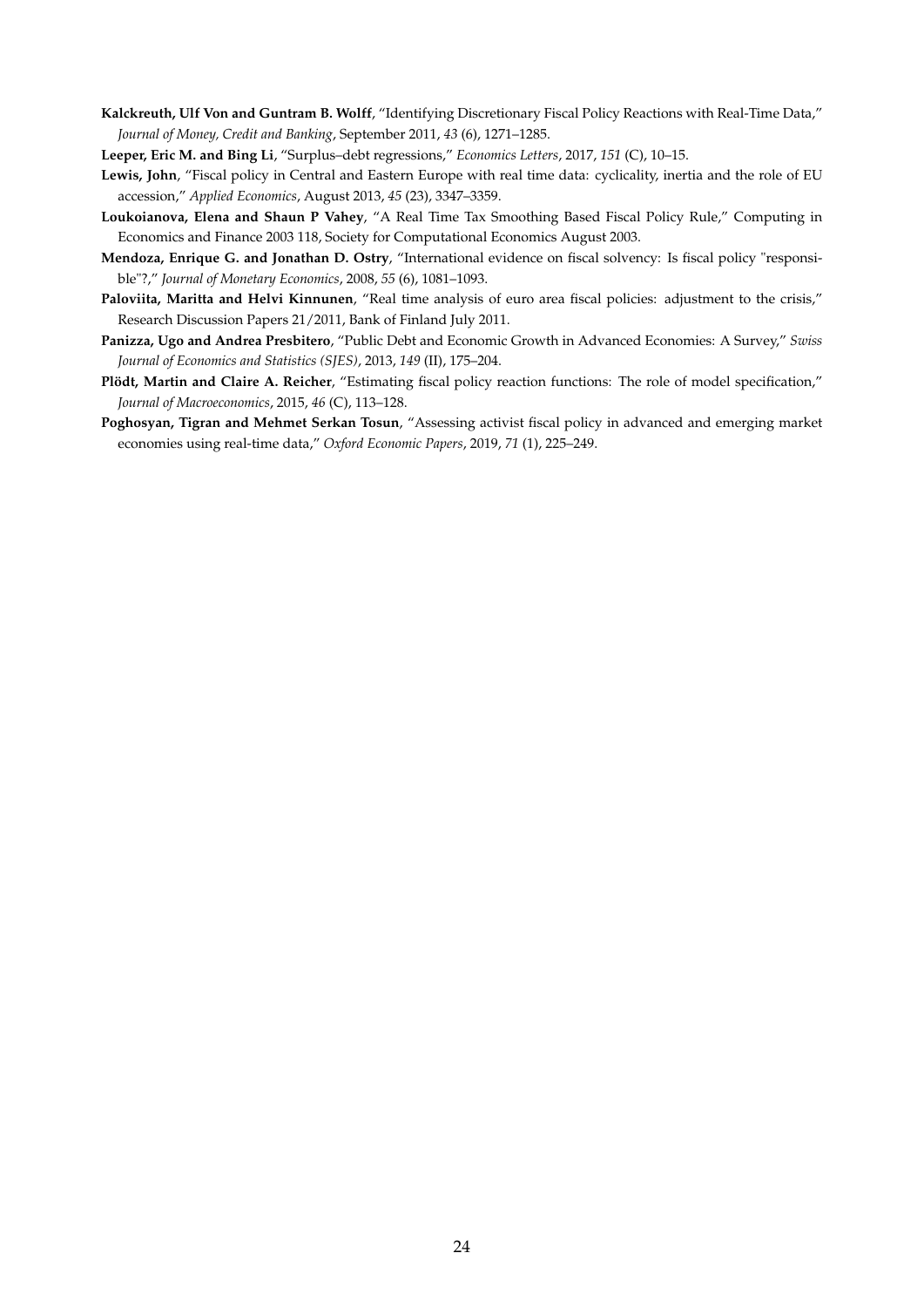**Kalckreuth, Ulf Von and Guntram B. Wolff**, "Identifying Discretionary Fiscal Policy Reactions with Real-Time Data," *Journal of Money, Credit and Banking*, September 2011, *43* (6), 1271–1285.

**Leeper, Eric M. and Bing Li**, "Surplus–debt regressions," *Economics Letters*, 2017, *151* (C), 10–15.

**Lewis, John**, "Fiscal policy in Central and Eastern Europe with real time data: cyclicality, inertia and the role of EU accession," *Applied Economics*, August 2013, *45* (23), 3347–3359.

**Loukoianova, Elena and Shaun P Vahey**, "A Real Time Tax Smoothing Based Fiscal Policy Rule," Computing in Economics and Finance 2003 118, Society for Computational Economics August 2003.

**Mendoza, Enrique G. and Jonathan D. Ostry**, "International evidence on fiscal solvency: Is fiscal policy "responsible"?," *Journal of Monetary Economics*, 2008, *55* (6), 1081–1093.

**Paloviita, Maritta and Helvi Kinnunen**, "Real time analysis of euro area fiscal policies: adjustment to the crisis," Research Discussion Papers 21/2011, Bank of Finland July 2011.

**Panizza, Ugo and Andrea Presbitero**, "Public Debt and Economic Growth in Advanced Economies: A Survey," *Swiss Journal of Economics and Statistics (SJES)*, 2013, *149* (II), 175–204.

**Plödt, Martin and Claire A. Reicher**, "Estimating fiscal policy reaction functions: The role of model specification," *Journal of Macroeconomics*, 2015, *46* (C), 113–128.

**Poghosyan, Tigran and Mehmet Serkan Tosun**, "Assessing activist fiscal policy in advanced and emerging market economies using real-time data," *Oxford Economic Papers*, 2019, *71* (1), 225–249.